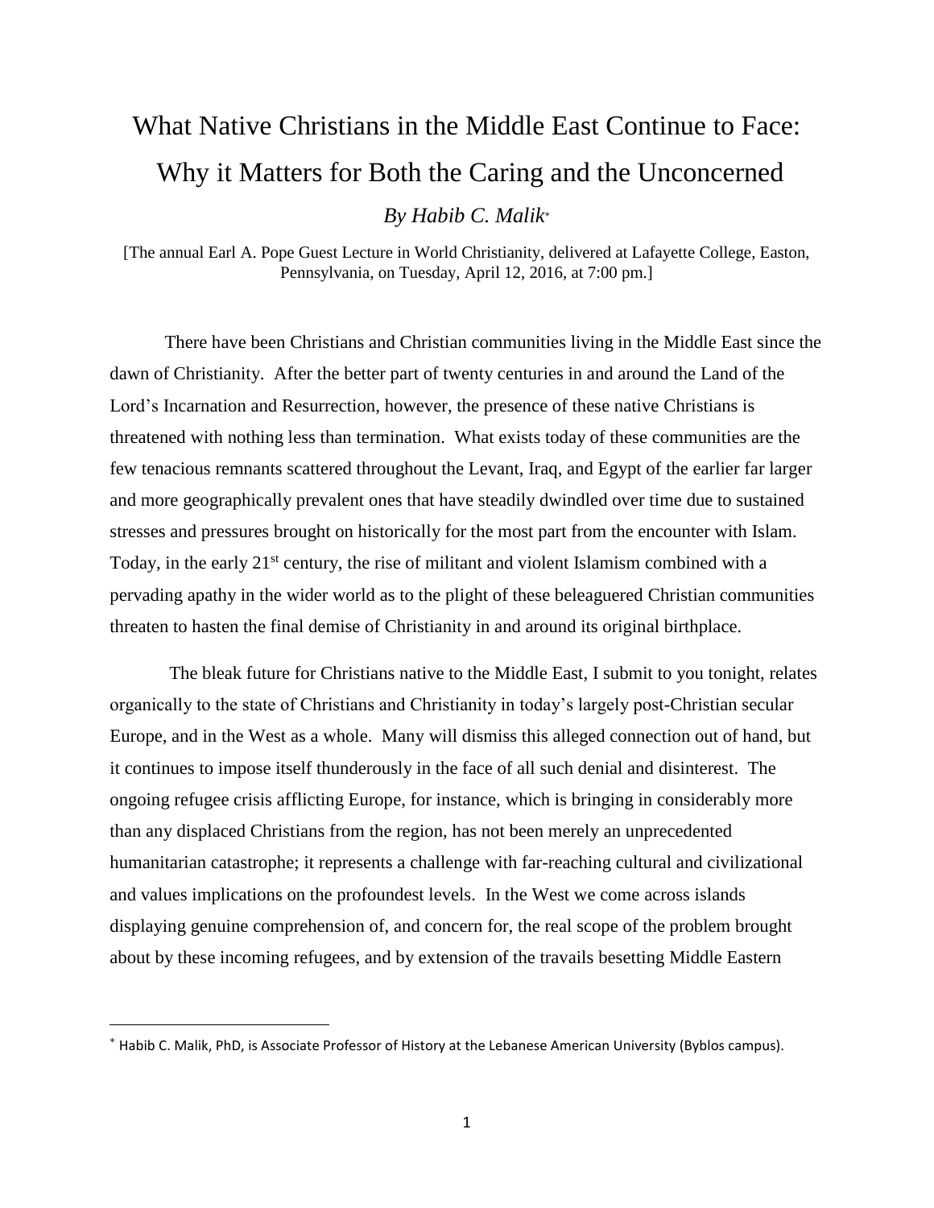# What Native Christians in the Middle East Continue to Face: Why it Matters for Both the Caring and the Unconcerned

*By Habib C. Malik*[*]

[The annual Earl A. Pope Guest Lecture in World Christianity, delivered at Lafayette College, Easton, Pennsylvania, on Tuesday, April 12, 2016, at 7:00 pm.]

There have been Christians and Christian communities living in the Middle East since the dawn of Christianity. After the better part of twenty centuries in and around the Land of the Lord's Incarnation and Resurrection, however, the presence of these native Christians is threatened with nothing less than termination. What exists today of these communities are the few tenacious remnants scattered throughout the Levant, Iraq, and Egypt of the earlier far larger and more geographically prevalent ones that have steadily dwindled over time due to sustained stresses and pressures brought on historically for the most part from the encounter with Islam. Today, in the early 21st century, the rise of militant and violent Islamism combined with a pervading apathy in the wider world as to the plight of these beleaguered Christian communities threaten to hasten the final demise of Christianity in and around its original birthplace.

The bleak future for Christians native to the Middle East, I submit to you tonight, relates organically to the state of Christians and Christianity in today's largely post-Christian secular Europe, and in the West as a whole. Many will dismiss this alleged connection out of hand, but it continues to impose itself thunderously in the face of all such denial and disinterest. The ongoing refugee crisis afflicting Europe, for instance, which is bringing in considerably more than any displaced Christians from the region, has not been merely an unprecedented humanitarian catastrophe; it represents a challenge with far-reaching cultural and civilizational and values implications on the profoundest levels. In the West we come across islands displaying genuine comprehension of, and concern for, the real scope of the problem brought about by these incoming refugees, and by extension of the travails besetting Middle Eastern

---

[*] Habib C. Malik, PhD, is Associate Professor of History at the Lebanese American University (Byblos campus).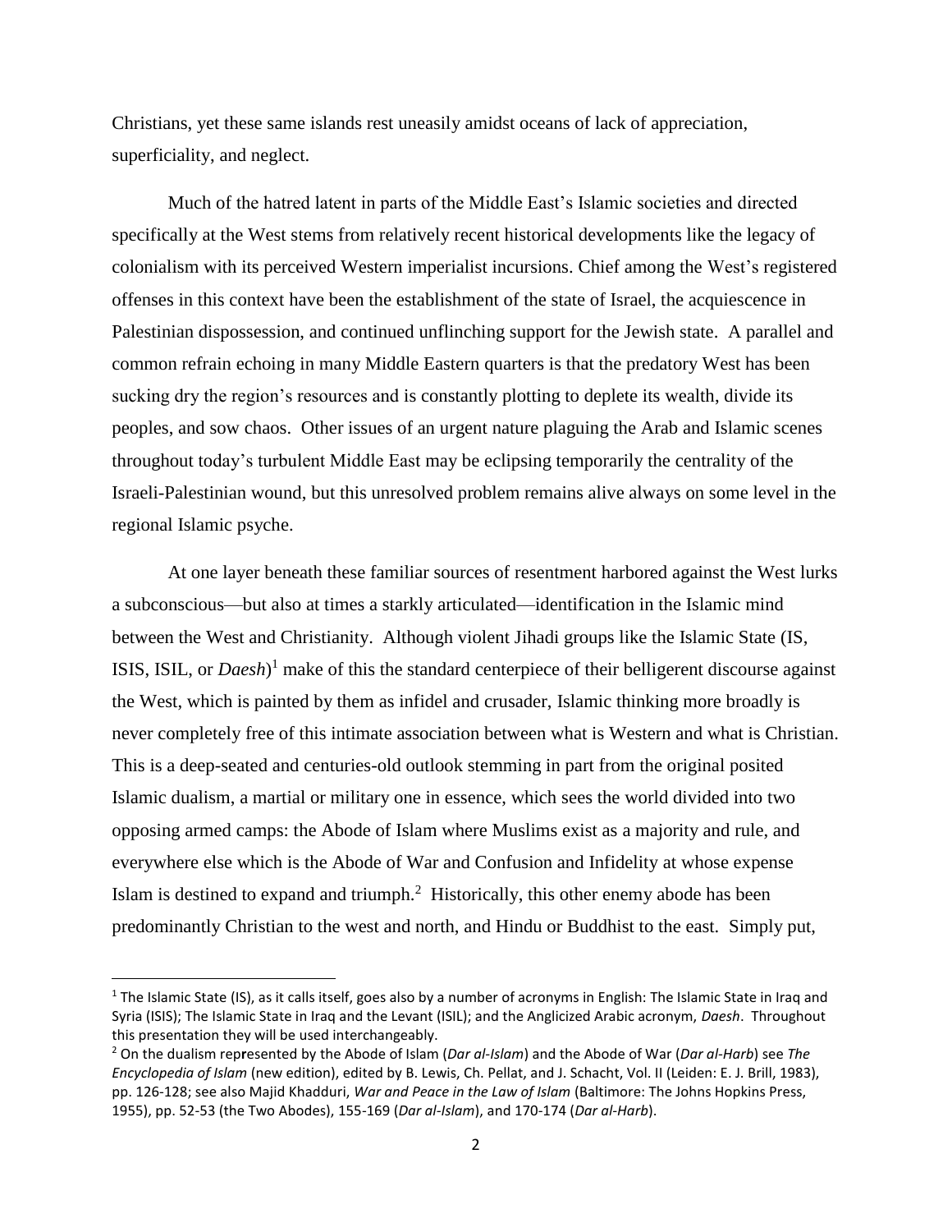Christians, yet these same islands rest uneasily amidst oceans of lack of appreciation, superficiality, and neglect.

Much of the hatred latent in parts of the Middle East's Islamic societies and directed specifically at the West stems from relatively recent historical developments like the legacy of colonialism with its perceived Western imperialist incursions. Chief among the West's registered offenses in this context have been the establishment of the state of Israel, the acquiescence in Palestinian dispossession, and continued unflinching support for the Jewish state. A parallel and common refrain echoing in many Middle Eastern quarters is that the predatory West has been sucking dry the region's resources and is constantly plotting to deplete its wealth, divide its peoples, and sow chaos. Other issues of an urgent nature plaguing the Arab and Islamic scenes throughout today's turbulent Middle East may be eclipsing temporarily the centrality of the Israeli-Palestinian wound, but this unresolved problem remains alive always on some level in the regional Islamic psyche.

At one layer beneath these familiar sources of resentment harbored against the West lurks a subconscious—but also at times a starkly articulated—identification in the Islamic mind between the West and Christianity. Although violent Jihadi groups like the Islamic State (IS, ISIS, ISIL, or *Daesh*)[1] make of this the standard centerpiece of their belligerent discourse against the West, which is painted by them as infidel and crusader, Islamic thinking more broadly is never completely free of this intimate association between what is Western and what is Christian. This is a deep-seated and centuries-old outlook stemming in part from the original posited Islamic dualism, a martial or military one in essence, which sees the world divided into two opposing armed camps: the Abode of Islam where Muslims exist as a majority and rule, and everywhere else which is the Abode of War and Confusion and Infidelity at whose expense Islam is destined to expand and triumph.[2] Historically, this other enemy abode has been predominantly Christian to the west and north, and Hindu or Buddhist to the east. Simply put,

---

[1] The Islamic State (IS), as it calls itself, goes also by a number of acronyms in English: The Islamic State in Iraq and Syria (ISIS); The Islamic State in Iraq and the Levant (ISIL); and the Anglicized Arabic acronym, *Daesh*. Throughout this presentation they will be used interchangeably.

[2] On the dualism represented by the Abode of Islam (*Dar al-Islam*) and the Abode of War (*Dar al-Harb*) see *The Encyclopedia of Islam* (new edition), edited by B. Lewis, Ch. Pellat, and J. Schacht, Vol. II (Leiden: E. J. Brill, 1983), pp. 126-128; see also Majid Khadduri, *War and Peace in the Law of Islam* (Baltimore: The Johns Hopkins Press, 1955), pp. 52-53 (the Two Abodes), 155-169 (*Dar al-Islam*), and 170-174 (*Dar al-Harb*).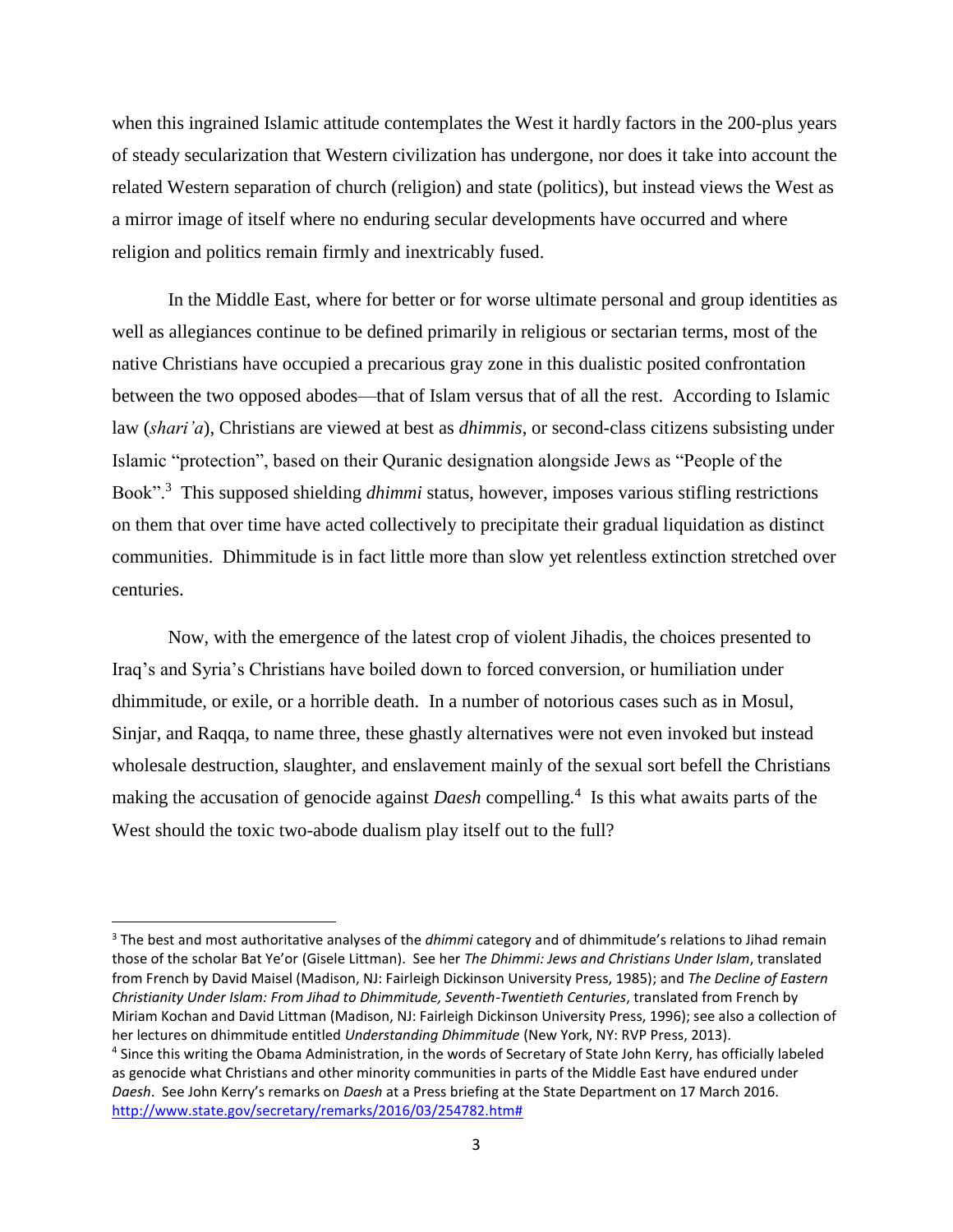when this ingrained Islamic attitude contemplates the West it hardly factors in the 200-plus years of steady secularization that Western civilization has undergone, nor does it take into account the related Western separation of church (religion) and state (politics), but instead views the West as a mirror image of itself where no enduring secular developments have occurred and where religion and politics remain firmly and inextricably fused.

In the Middle East, where for better or for worse ultimate personal and group identities as well as allegiances continue to be defined primarily in religious or sectarian terms, most of the native Christians have occupied a precarious gray zone in this dualistic posited confrontation between the two opposed abodes—that of Islam versus that of all the rest. According to Islamic law (*shari'a*), Christians are viewed at best as *dhimmis*, or second-class citizens subsisting under Islamic "protection", based on their Quranic designation alongside Jews as "People of the Book".[3] This supposed shielding *dhimmi* status, however, imposes various stifling restrictions on them that over time have acted collectively to precipitate their gradual liquidation as distinct communities. Dhimmitude is in fact little more than slow yet relentless extinction stretched over centuries.

Now, with the emergence of the latest crop of violent Jihadis, the choices presented to Iraq's and Syria's Christians have boiled down to forced conversion, or humiliation under dhimmitude, or exile, or a horrible death. In a number of notorious cases such as in Mosul, Sinjar, and Raqqa, to name three, these ghastly alternatives were not even invoked but instead wholesale destruction, slaughter, and enslavement mainly of the sexual sort befell the Christians making the accusation of genocide against *Daesh* compelling.[4] Is this what awaits parts of the West should the toxic two-abode dualism play itself out to the full?

---

[3] The best and most authoritative analyses of the *dhimmi* category and of dhimmitude's relations to Jihad remain those of the scholar Bat Ye'or (Gisele Littman). See her *The Dhimmi: Jews and Christians Under Islam*, translated from French by David Maisel (Madison, NJ: Fairleigh Dickinson University Press, 1985); and *The Decline of Eastern Christianity Under Islam: From Jihad to Dhimmitude, Seventh-Twentieth Centuries*, translated from French by Miriam Kochan and David Littman (Madison, NJ: Fairleigh Dickinson University Press, 1996); see also a collection of her lectures on dhimmitude entitled *Understanding Dhimmitude* (New York, NY: RVP Press, 2013).

[4] Since this writing the Obama Administration, in the words of Secretary of State John Kerry, has officially labeled as genocide what Christians and other minority communities in parts of the Middle East have endured under *Daesh*. See John Kerry's remarks on *Daesh* at a Press briefing at the State Department on 17 March 2016. http://www.state.gov/secretary/remarks/2016/03/254782.htm#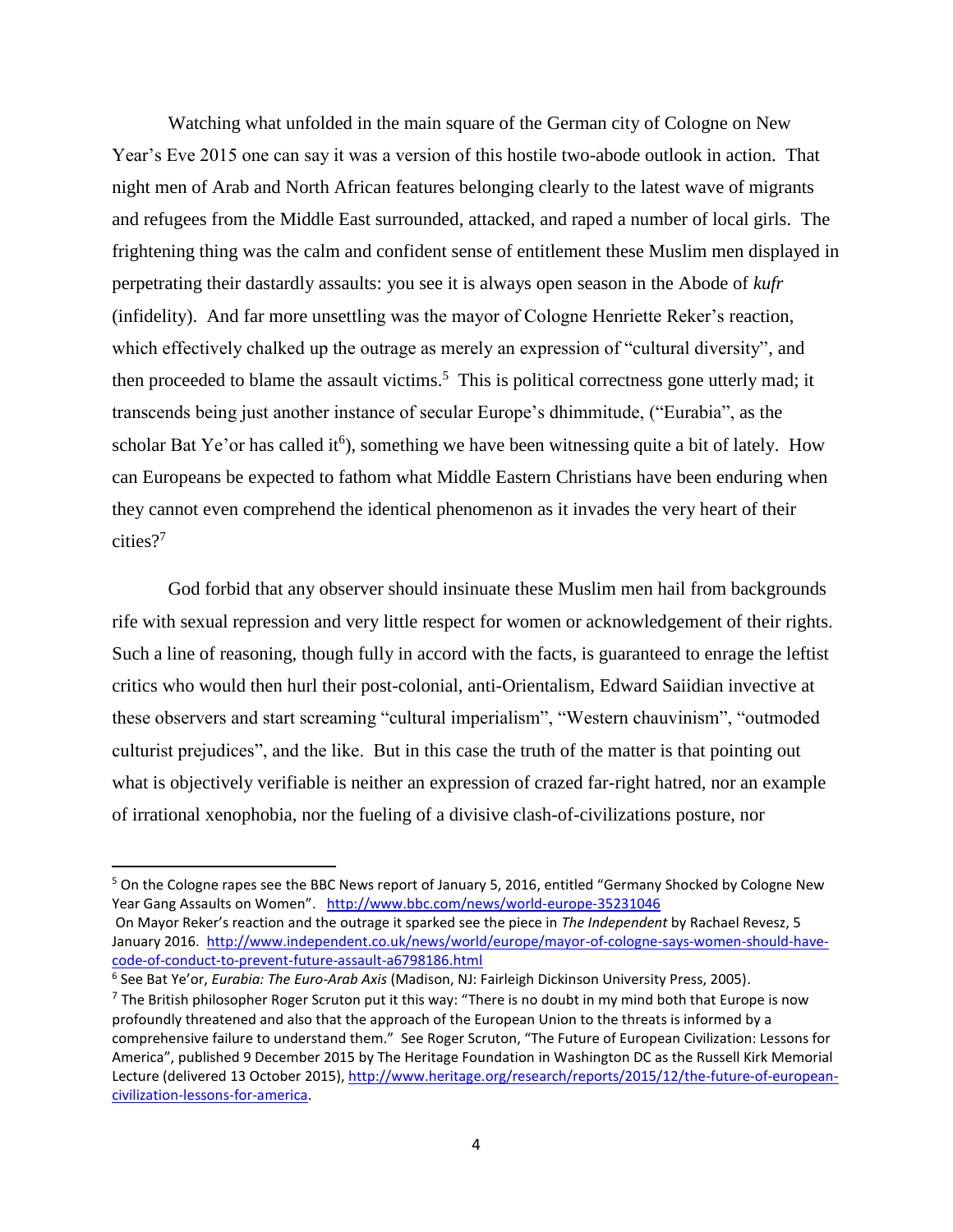Watching what unfolded in the main square of the German city of Cologne on New Year's Eve 2015 one can say it was a version of this hostile two-abode outlook in action. That night men of Arab and North African features belonging clearly to the latest wave of migrants and refugees from the Middle East surrounded, attacked, and raped a number of local girls. The frightening thing was the calm and confident sense of entitlement these Muslim men displayed in perpetrating their dastardly assaults: you see it is always open season in the Abode of *kufr* (infidelity). And far more unsettling was the mayor of Cologne Henriette Reker's reaction, which effectively chalked up the outrage as merely an expression of "cultural diversity", and then proceeded to blame the assault victims.[5] This is political correctness gone utterly mad; it transcends being just another instance of secular Europe's dhimmitude, ("Eurabia", as the scholar Bat Ye'or has called it[6]), something we have been witnessing quite a bit of lately. How can Europeans be expected to fathom what Middle Eastern Christians have been enduring when they cannot even comprehend the identical phenomenon as it invades the very heart of their cities?[7]

God forbid that any observer should insinuate these Muslim men hail from backgrounds rife with sexual repression and very little respect for women or acknowledgement of their rights. Such a line of reasoning, though fully in accord with the facts, is guaranteed to enrage the leftist critics who would then hurl their post-colonial, anti-Orientalism, Edward Saiidian invective at these observers and start screaming "cultural imperialism", "Western chauvinism", "outmoded culturist prejudices", and the like. But in this case the truth of the matter is that pointing out what is objectively verifiable is neither an expression of crazed far-right hatred, nor an example of irrational xenophobia, nor the fueling of a divisive clash-of-civilizations posture, nor

---

[5] On the Cologne rapes see the BBC News report of January 5, 2016, entitled "Germany Shocked by Cologne New Year Gang Assaults on Women". http://www.bbc.com/news/world-europe-35231046
On Mayor Reker's reaction and the outrage it sparked see the piece in *The Independent* by Rachael Revesz, 5 January 2016. http://www.independent.co.uk/news/world/europe/mayor-of-cologne-says-women-should-have-code-of-conduct-to-prevent-future-assault-a6798186.html

[6] See Bat Ye'or, *Eurabia: The Euro-Arab Axis* (Madison, NJ: Fairleigh Dickinson University Press, 2005).

[7] The British philosopher Roger Scruton put it this way: "There is no doubt in my mind both that Europe is now profoundly threatened and also that the approach of the European Union to the threats is informed by a comprehensive failure to understand them." See Roger Scruton, "The Future of European Civilization: Lessons for America", published 9 December 2015 by The Heritage Foundation in Washington DC as the Russell Kirk Memorial Lecture (delivered 13 October 2015), http://www.heritage.org/research/reports/2015/12/the-future-of-european-civilization-lessons-for-america.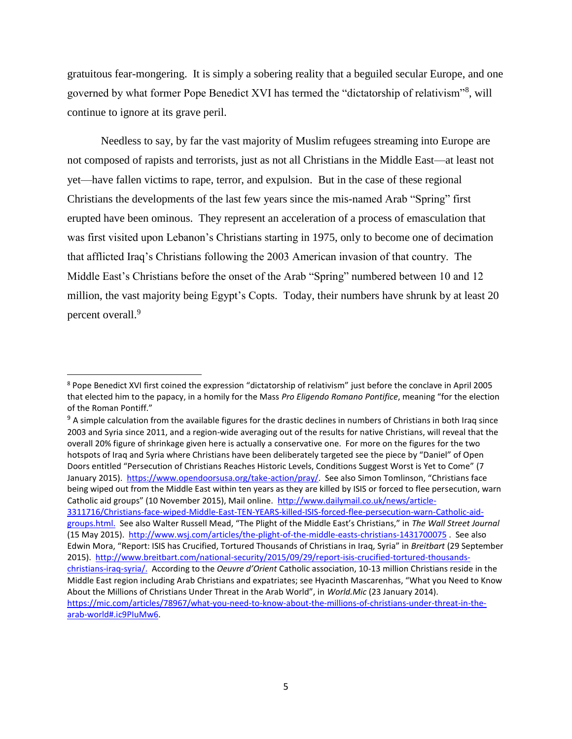gratuitous fear-mongering. It is simply a sobering reality that a beguiled secular Europe, and one governed by what former Pope Benedict XVI has termed the "dictatorship of relativism"[8], will continue to ignore at its grave peril.

Needless to say, by far the vast majority of Muslim refugees streaming into Europe are not composed of rapists and terrorists, just as not all Christians in the Middle East—at least not yet—have fallen victims to rape, terror, and expulsion. But in the case of these regional Christians the developments of the last few years since the mis-named Arab "Spring" first erupted have been ominous. They represent an acceleration of a process of emasculation that was first visited upon Lebanon's Christians starting in 1975, only to become one of decimation that afflicted Iraq's Christians following the 2003 American invasion of that country. The Middle East's Christians before the onset of the Arab "Spring" numbered between 10 and 12 million, the vast majority being Egypt's Copts. Today, their numbers have shrunk by at least 20 percent overall.[9]

---

[8] Pope Benedict XVI first coined the expression "dictatorship of relativism" just before the conclave in April 2005 that elected him to the papacy, in a homily for the Mass *Pro Eligendo Romano Pontifice*, meaning "for the election of the Roman Pontiff."

[9] A simple calculation from the available figures for the drastic declines in numbers of Christians in both Iraq since 2003 and Syria since 2011, and a region-wide averaging out of the results for native Christians, will reveal that the overall 20% figure of shrinkage given here is actually a conservative one. For more on the figures for the two hotspots of Iraq and Syria where Christians have been deliberately targeted see the piece by "Daniel" of Open Doors entitled "Persecution of Christians Reaches Historic Levels, Conditions Suggest Worst is Yet to Come" (7 January 2015). https://www.opendoorsusa.org/take-action/pray/. See also Simon Tomlinson, "Christians face being wiped out from the Middle East within ten years as they are killed by ISIS or forced to flee persecution, warn Catholic aid groups" (10 November 2015), Mail online. http://www.dailymail.co.uk/news/article-3311716/Christians-face-wiped-Middle-East-TEN-YEARS-killed-ISIS-forced-flee-persecution-warn-Catholic-aid-groups.html. See also Walter Russell Mead, "The Plight of the Middle East's Christians," in *The Wall Street Journal* (15 May 2015). http://www.wsj.com/articles/the-plight-of-the-middle-easts-christians-1431700075 . See also Edwin Mora, "Report: ISIS has Crucified, Tortured Thousands of Christians in Iraq, Syria" in *Breitbart* (29 September 2015). http://www.breitbart.com/national-security/2015/09/29/report-isis-crucified-tortured-thousands-christians-iraq-syria/. According to the *Oeuvre d'Orient* Catholic association, 10-13 million Christians reside in the Middle East region including Arab Christians and expatriates; see Hyacinth Mascarenhas, "What you Need to Know About the Millions of Christians Under Threat in the Arab World", in *World.Mic* (23 January 2014). https://mic.com/articles/78967/what-you-need-to-know-about-the-millions-of-christians-under-threat-in-the-arab-world#.ic9PIuMw6.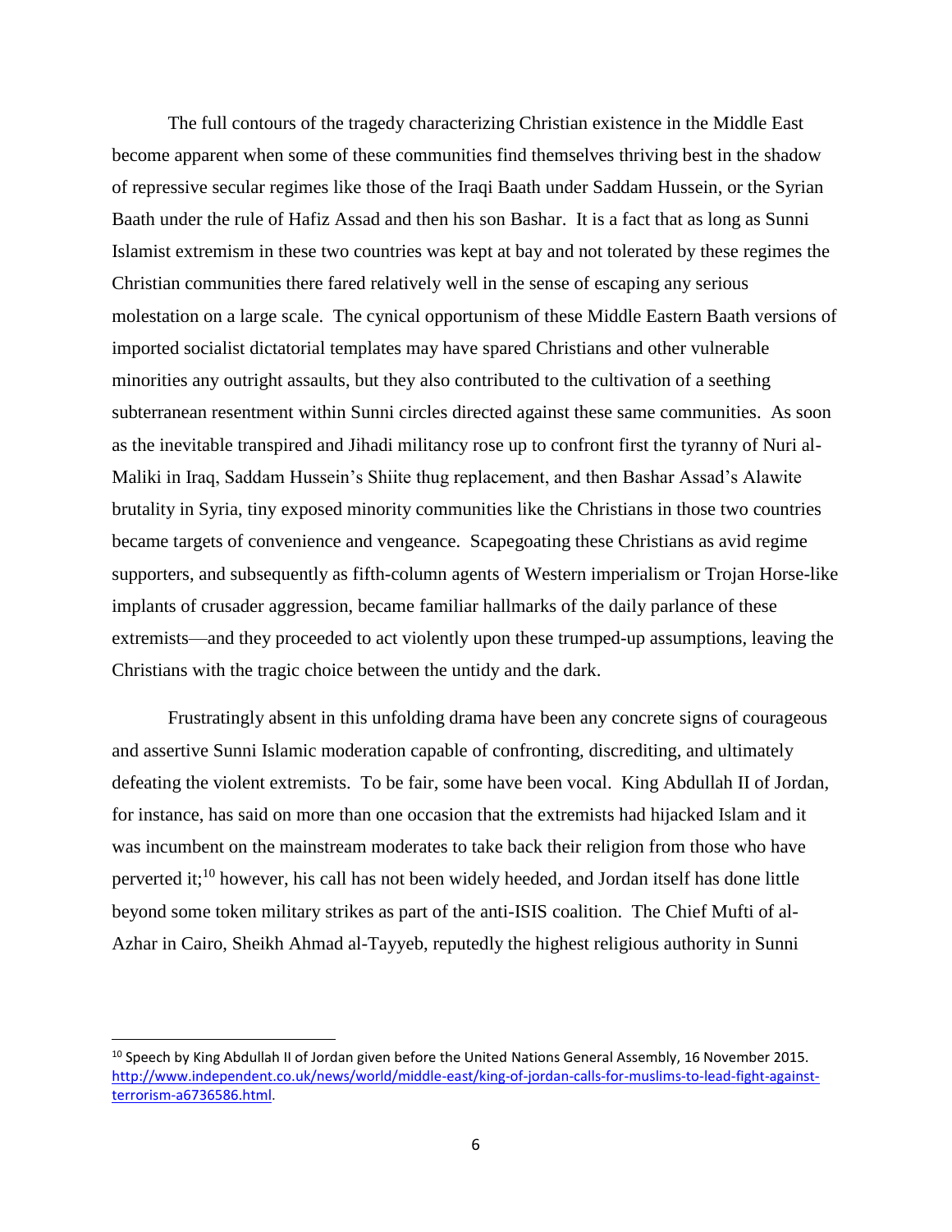The full contours of the tragedy characterizing Christian existence in the Middle East become apparent when some of these communities find themselves thriving best in the shadow of repressive secular regimes like those of the Iraqi Baath under Saddam Hussein, or the Syrian Baath under the rule of Hafiz Assad and then his son Bashar. It is a fact that as long as Sunni Islamist extremism in these two countries was kept at bay and not tolerated by these regimes the Christian communities there fared relatively well in the sense of escaping any serious molestation on a large scale. The cynical opportunism of these Middle Eastern Baath versions of imported socialist dictatorial templates may have spared Christians and other vulnerable minorities any outright assaults, but they also contributed to the cultivation of a seething subterranean resentment within Sunni circles directed against these same communities. As soon as the inevitable transpired and Jihadi militancy rose up to confront first the tyranny of Nuri al-Maliki in Iraq, Saddam Hussein's Shiite thug replacement, and then Bashar Assad's Alawite brutality in Syria, tiny exposed minority communities like the Christians in those two countries became targets of convenience and vengeance. Scapegoating these Christians as avid regime supporters, and subsequently as fifth-column agents of Western imperialism or Trojan Horse-like implants of crusader aggression, became familiar hallmarks of the daily parlance of these extremists—and they proceeded to act violently upon these trumped-up assumptions, leaving the Christians with the tragic choice between the untidy and the dark.

Frustratingly absent in this unfolding drama have been any concrete signs of courageous and assertive Sunni Islamic moderation capable of confronting, discrediting, and ultimately defeating the violent extremists. To be fair, some have been vocal. King Abdullah II of Jordan, for instance, has said on more than one occasion that the extremists had hijacked Islam and it was incumbent on the mainstream moderates to take back their religion from those who have perverted it;[10] however, his call has not been widely heeded, and Jordan itself has done little beyond some token military strikes as part of the anti-ISIS coalition. The Chief Mufti of al-Azhar in Cairo, Sheikh Ahmad al-Tayyeb, reputedly the highest religious authority in Sunni

---

[10] Speech by King Abdullah II of Jordan given before the United Nations General Assembly, 16 November 2015. http://www.independent.co.uk/news/world/middle-east/king-of-jordan-calls-for-muslims-to-lead-fight-against-terrorism-a6736586.html.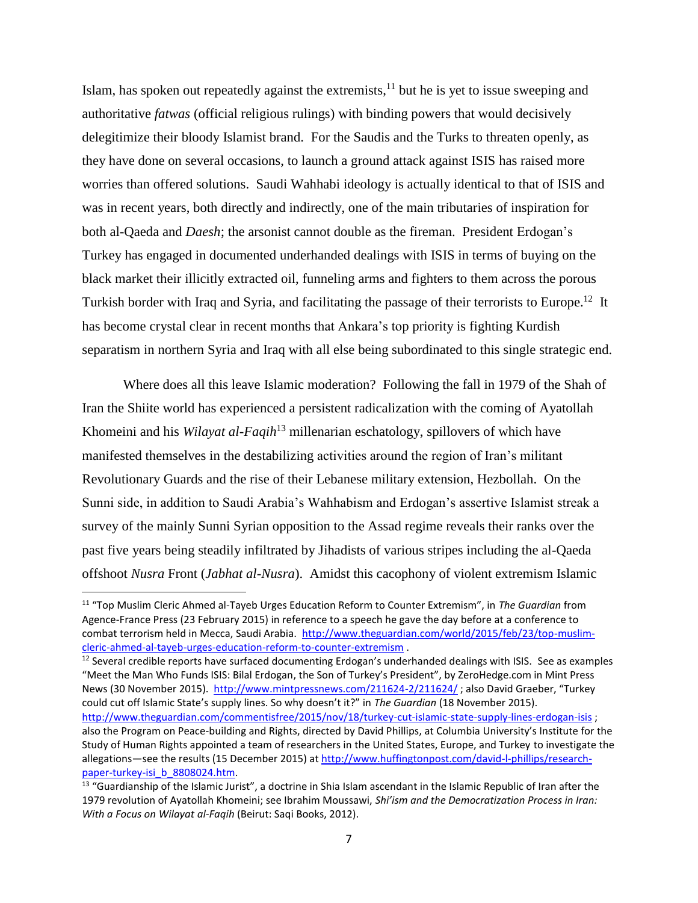Islam, has spoken out repeatedly against the extremists,[11] but he is yet to issue sweeping and authoritative *fatwas* (official religious rulings) with binding powers that would decisively delegitimize their bloody Islamist brand. For the Saudis and the Turks to threaten openly, as they have done on several occasions, to launch a ground attack against ISIS has raised more worries than offered solutions. Saudi Wahhabi ideology is actually identical to that of ISIS and was in recent years, both directly and indirectly, one of the main tributaries of inspiration for both al-Qaeda and *Daesh*; the arsonist cannot double as the fireman. President Erdogan's Turkey has engaged in documented underhanded dealings with ISIS in terms of buying on the black market their illicitly extracted oil, funneling arms and fighters to them across the porous Turkish border with Iraq and Syria, and facilitating the passage of their terrorists to Europe.[12] It has become crystal clear in recent months that Ankara's top priority is fighting Kurdish separatism in northern Syria and Iraq with all else being subordinated to this single strategic end.

Where does all this leave Islamic moderation? Following the fall in 1979 of the Shah of Iran the Shiite world has experienced a persistent radicalization with the coming of Ayatollah Khomeini and his *Wilayat al-Faqih*[13] millenarian eschatology, spillovers of which have manifested themselves in the destabilizing activities around the region of Iran's militant Revolutionary Guards and the rise of their Lebanese military extension, Hezbollah. On the Sunni side, in addition to Saudi Arabia's Wahhabism and Erdogan's assertive Islamist streak a survey of the mainly Sunni Syrian opposition to the Assad regime reveals their ranks over the past five years being steadily infiltrated by Jihadists of various stripes including the al-Qaeda offshoot *Nusra* Front (*Jabhat al-Nusra*). Amidst this cacophony of violent extremism Islamic

---

[11] "Top Muslim Cleric Ahmed al-Tayeb Urges Education Reform to Counter Extremism", in *The Guardian* from Agence-France Press (23 February 2015) in reference to a speech he gave the day before at a conference to combat terrorism held in Mecca, Saudi Arabia. http://www.theguardian.com/world/2015/feb/23/top-muslim-cleric-ahmed-al-tayeb-urges-education-reform-to-counter-extremism .

[12] Several credible reports have surfaced documenting Erdogan's underhanded dealings with ISIS. See as examples "Meet the Man Who Funds ISIS: Bilal Erdogan, the Son of Turkey's President", by ZeroHedge.com in Mint Press News (30 November 2015). http://www.mintpressnews.com/211624-2/211624/ ; also David Graeber, "Turkey could cut off Islamic State's supply lines. So why doesn't it?" in *The Guardian* (18 November 2015). http://www.theguardian.com/commentisfree/2015/nov/18/turkey-cut-islamic-state-supply-lines-erdogan-isis ; also the Program on Peace-building and Rights, directed by David Phillips, at Columbia University's Institute for the Study of Human Rights appointed a team of researchers in the United States, Europe, and Turkey to investigate the allegations—see the results (15 December 2015) at http://www.huffingtonpost.com/david-l-phillips/research-paper-turkey-isi_b_8808024.htm.

[13] "Guardianship of the Islamic Jurist", a doctrine in Shia Islam ascendant in the Islamic Republic of Iran after the 1979 revolution of Ayatollah Khomeini; see Ibrahim Moussawi, *Shi'ism and the Democratization Process in Iran: With a Focus on Wilayat al-Faqih* (Beirut: Saqi Books, 2012).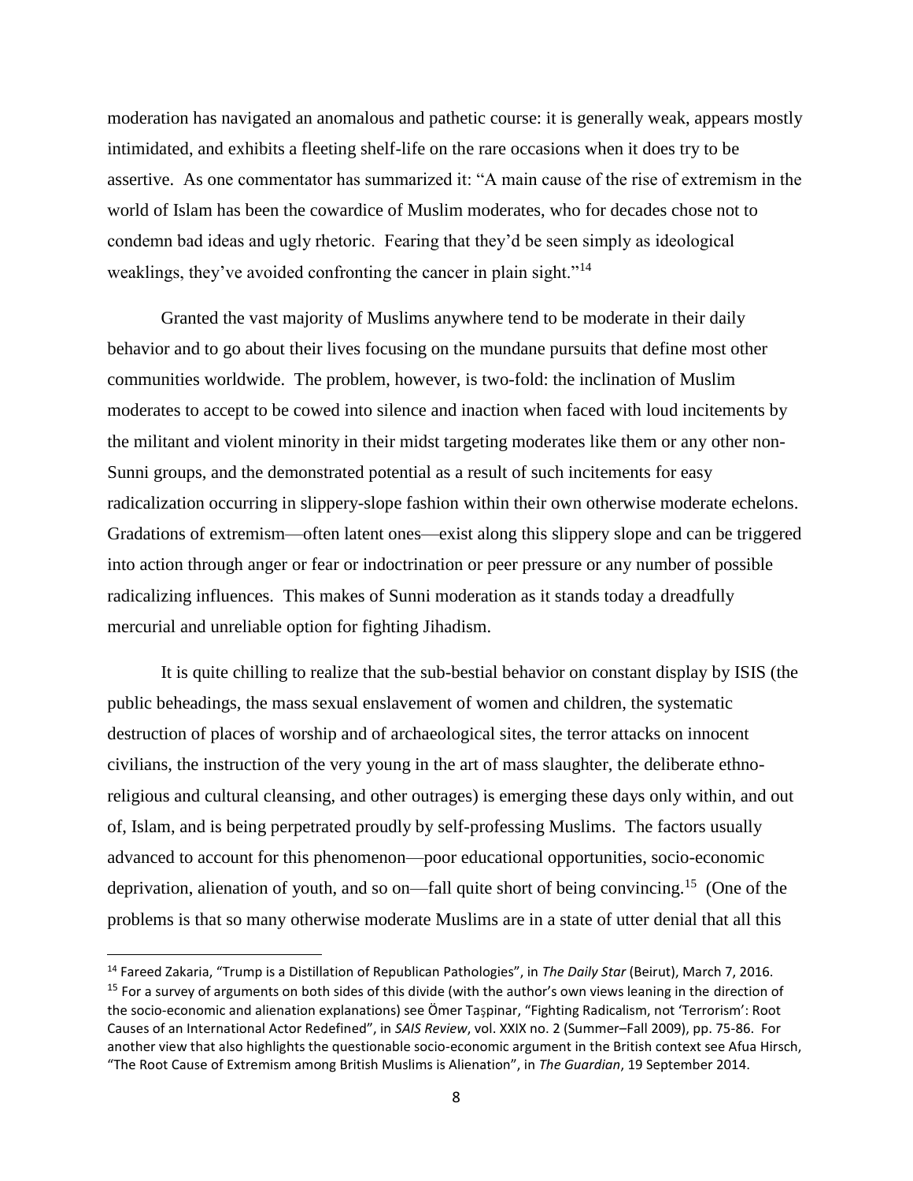moderation has navigated an anomalous and pathetic course: it is generally weak, appears mostly intimidated, and exhibits a fleeting shelf-life on the rare occasions when it does try to be assertive. As one commentator has summarized it: "A main cause of the rise of extremism in the world of Islam has been the cowardice of Muslim moderates, who for decades chose not to condemn bad ideas and ugly rhetoric. Fearing that they'd be seen simply as ideological weaklings, they've avoided confronting the cancer in plain sight."[14]

Granted the vast majority of Muslims anywhere tend to be moderate in their daily behavior and to go about their lives focusing on the mundane pursuits that define most other communities worldwide. The problem, however, is two-fold: the inclination of Muslim moderates to accept to be cowed into silence and inaction when faced with loud incitements by the militant and violent minority in their midst targeting moderates like them or any other non-Sunni groups, and the demonstrated potential as a result of such incitements for easy radicalization occurring in slippery-slope fashion within their own otherwise moderate echelons. Gradations of extremism—often latent ones—exist along this slippery slope and can be triggered into action through anger or fear or indoctrination or peer pressure or any number of possible radicalizing influences. This makes of Sunni moderation as it stands today a dreadfully mercurial and unreliable option for fighting Jihadism.

It is quite chilling to realize that the sub-bestial behavior on constant display by ISIS (the public beheadings, the mass sexual enslavement of women and children, the systematic destruction of places of worship and of archaeological sites, the terror attacks on innocent civilians, the instruction of the very young in the art of mass slaughter, the deliberate ethno-religious and cultural cleansing, and other outrages) is emerging these days only within, and out of, Islam, and is being perpetrated proudly by self-professing Muslims. The factors usually advanced to account for this phenomenon—poor educational opportunities, socio-economic deprivation, alienation of youth, and so on—fall quite short of being convincing.[15] (One of the problems is that so many otherwise moderate Muslims are in a state of utter denial that all this

---

[14] Fareed Zakaria, "Trump is a Distillation of Republican Pathologies", in *The Daily Star* (Beirut), March 7, 2016.

[15] For a survey of arguments on both sides of this divide (with the author's own views leaning in the direction of the socio-economic and alienation explanations) see Ömer Taşpinar, "Fighting Radicalism, not 'Terrorism': Root Causes of an International Actor Redefined", in *SAIS Review*, vol. XXIX no. 2 (Summer–Fall 2009), pp. 75-86. For another view that also highlights the questionable socio-economic argument in the British context see Afua Hirsch, "The Root Cause of Extremism among British Muslims is Alienation", in *The Guardian*, 19 September 2014.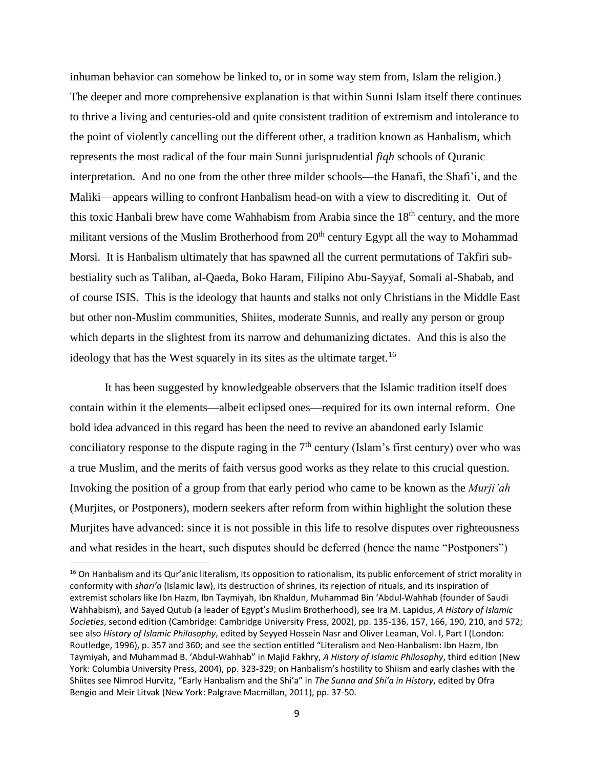inhuman behavior can somehow be linked to, or in some way stem from, Islam the religion.) The deeper and more comprehensive explanation is that within Sunni Islam itself there continues to thrive a living and centuries-old and quite consistent tradition of extremism and intolerance to the point of violently cancelling out the different other, a tradition known as Hanbalism, which represents the most radical of the four main Sunni jurisprudential *fiqh* schools of Quranic interpretation. And no one from the other three milder schools—the Hanafi, the Shafi'i, and the Maliki—appears willing to confront Hanbalism head-on with a view to discrediting it. Out of this toxic Hanbali brew have come Wahhabism from Arabia since the 18th century, and the more militant versions of the Muslim Brotherhood from 20th century Egypt all the way to Mohammad Morsi. It is Hanbalism ultimately that has spawned all the current permutations of Takfiri sub-bestiality such as Taliban, al-Qaeda, Boko Haram, Filipino Abu-Sayyaf, Somali al-Shabab, and of course ISIS. This is the ideology that haunts and stalks not only Christians in the Middle East but other non-Muslim communities, Shiites, moderate Sunnis, and really any person or group which departs in the slightest from its narrow and dehumanizing dictates. And this is also the ideology that has the West squarely in its sites as the ultimate target.[16]

It has been suggested by knowledgeable observers that the Islamic tradition itself does contain within it the elements—albeit eclipsed ones—required for its own internal reform. One bold idea advanced in this regard has been the need to revive an abandoned early Islamic conciliatory response to the dispute raging in the 7th century (Islam's first century) over who was a true Muslim, and the merits of faith versus good works as they relate to this crucial question. Invoking the position of a group from that early period who came to be known as the *Murji'ah* (Murjites, or Postponers), modern seekers after reform from within highlight the solution these Murjites have advanced: since it is not possible in this life to resolve disputes over righteousness and what resides in the heart, such disputes should be deferred (hence the name "Postponers")

---

[16] On Hanbalism and its Qur'anic literalism, its opposition to rationalism, its public enforcement of strict morality in conformity with *shari'a* (Islamic law), its destruction of shrines, its rejection of rituals, and its inspiration of extremist scholars like Ibn Hazm, Ibn Taymiyah, Ibn Khaldun, Muhammad Bin 'Abdul-Wahhab (founder of Saudi Wahhabism), and Sayed Qutub (a leader of Egypt's Muslim Brotherhood), see Ira M. Lapidus, *A History of Islamic Societies*, second edition (Cambridge: Cambridge University Press, 2002), pp. 135-136, 157, 166, 190, 210, and 572; see also *History of Islamic Philosophy*, edited by Seyyed Hossein Nasr and Oliver Leaman, Vol. I, Part I (London: Routledge, 1996), p. 357 and 360; and see the section entitled "Literalism and Neo-Hanbalism: Ibn Hazm, Ibn Taymiyah, and Muhammad B. 'Abdul-Wahhab" in Majid Fakhry, *A History of Islamic Philosophy*, third edition (New York: Columbia University Press, 2004), pp. 323-329; on Hanbalism's hostility to Shiism and early clashes with the Shiites see Nimrod Hurvitz, "Early Hanbalism and the Shi'a" in *The Sunna and Shi'a in History*, edited by Ofra Bengio and Meir Litvak (New York: Palgrave Macmillan, 2011), pp. 37-50.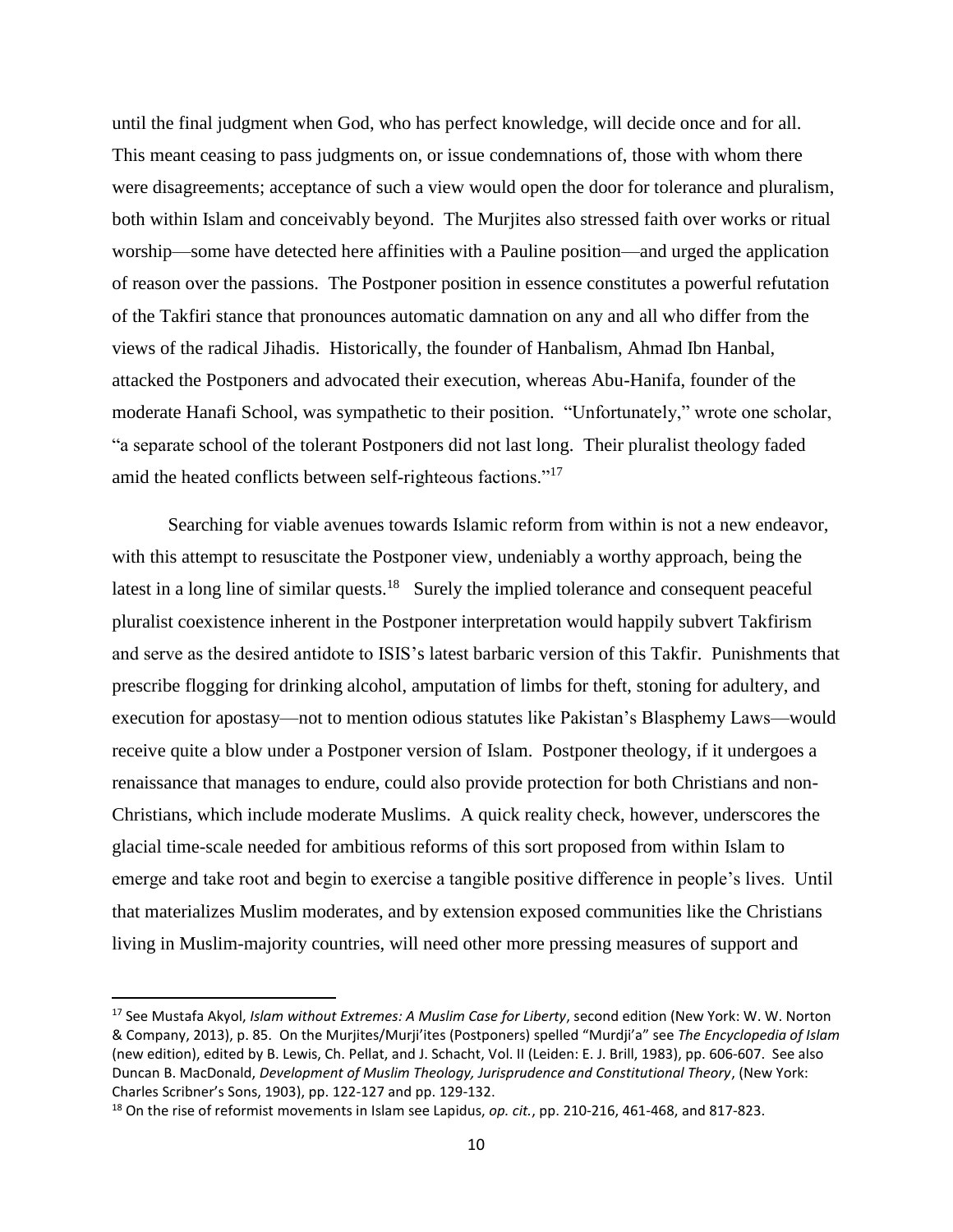until the final judgment when God, who has perfect knowledge, will decide once and for all. This meant ceasing to pass judgments on, or issue condemnations of, those with whom there were disagreements; acceptance of such a view would open the door for tolerance and pluralism, both within Islam and conceivably beyond. The Murjites also stressed faith over works or ritual worship—some have detected here affinities with a Pauline position—and urged the application of reason over the passions. The Postponer position in essence constitutes a powerful refutation of the Takfiri stance that pronounces automatic damnation on any and all who differ from the views of the radical Jihadis. Historically, the founder of Hanbalism, Ahmad Ibn Hanbal, attacked the Postponers and advocated their execution, whereas Abu-Hanifa, founder of the moderate Hanafi School, was sympathetic to their position. "Unfortunately," wrote one scholar, "a separate school of the tolerant Postponers did not last long. Their pluralist theology faded amid the heated conflicts between self-righteous factions."[17]

Searching for viable avenues towards Islamic reform from within is not a new endeavor, with this attempt to resuscitate the Postponer view, undeniably a worthy approach, being the latest in a long line of similar quests.[18] Surely the implied tolerance and consequent peaceful pluralist coexistence inherent in the Postponer interpretation would happily subvert Takfirism and serve as the desired antidote to ISIS's latest barbaric version of this Takfir. Punishments that prescribe flogging for drinking alcohol, amputation of limbs for theft, stoning for adultery, and execution for apostasy—not to mention odious statutes like Pakistan's Blasphemy Laws—would receive quite a blow under a Postponer version of Islam. Postponer theology, if it undergoes a renaissance that manages to endure, could also provide protection for both Christians and non-Christians, which include moderate Muslims. A quick reality check, however, underscores the glacial time-scale needed for ambitious reforms of this sort proposed from within Islam to emerge and take root and begin to exercise a tangible positive difference in people's lives. Until that materializes Muslim moderates, and by extension exposed communities like the Christians living in Muslim-majority countries, will need other more pressing measures of support and

---

[17] See Mustafa Akyol, *Islam without Extremes: A Muslim Case for Liberty*, second edition (New York: W. W. Norton & Company, 2013), p. 85. On the Murjites/Murji'ites (Postponers) spelled "Murdji'a" see *The Encyclopedia of Islam* (new edition), edited by B. Lewis, Ch. Pellat, and J. Schacht, Vol. II (Leiden: E. J. Brill, 1983), pp. 606-607. See also Duncan B. MacDonald, *Development of Muslim Theology, Jurisprudence and Constitutional Theory*, (New York: Charles Scribner's Sons, 1903), pp. 122-127 and pp. 129-132.

[18] On the rise of reformist movements in Islam see Lapidus, *op. cit.*, pp. 210-216, 461-468, and 817-823.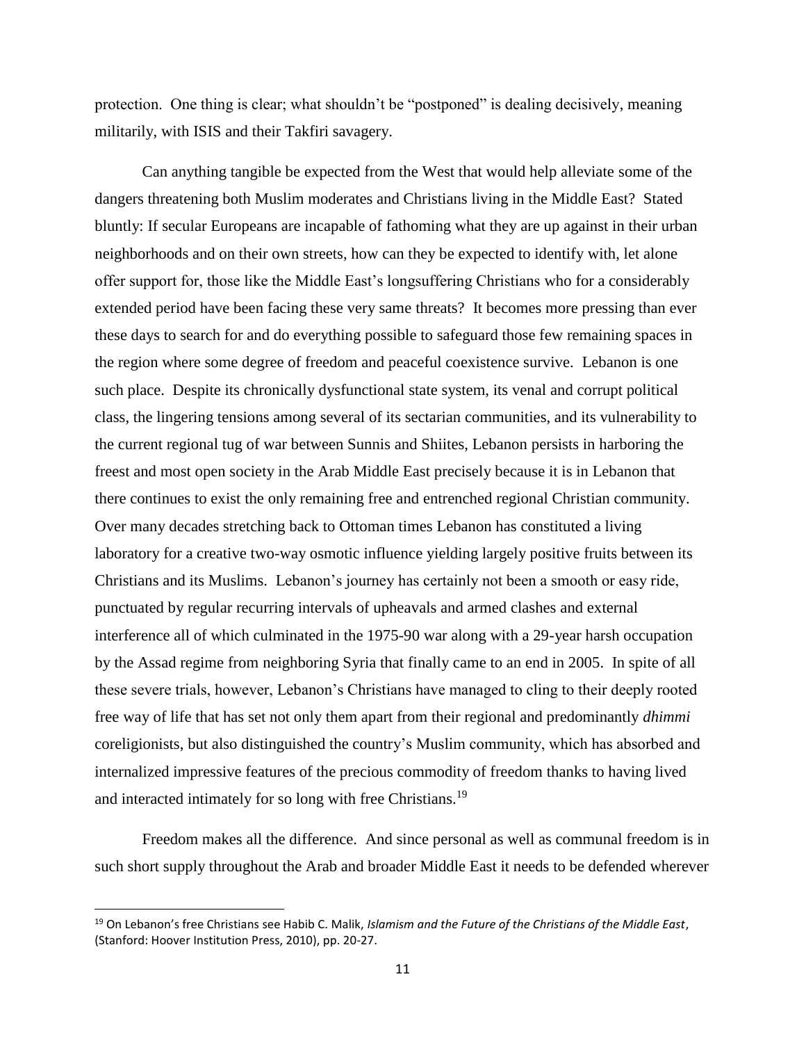protection. One thing is clear; what shouldn't be "postponed" is dealing decisively, meaning militarily, with ISIS and their Takfiri savagery.

Can anything tangible be expected from the West that would help alleviate some of the dangers threatening both Muslim moderates and Christians living in the Middle East? Stated bluntly: If secular Europeans are incapable of fathoming what they are up against in their urban neighborhoods and on their own streets, how can they be expected to identify with, let alone offer support for, those like the Middle East's longsuffering Christians who for a considerably extended period have been facing these very same threats? It becomes more pressing than ever these days to search for and do everything possible to safeguard those few remaining spaces in the region where some degree of freedom and peaceful coexistence survive. Lebanon is one such place. Despite its chronically dysfunctional state system, its venal and corrupt political class, the lingering tensions among several of its sectarian communities, and its vulnerability to the current regional tug of war between Sunnis and Shiites, Lebanon persists in harboring the freest and most open society in the Arab Middle East precisely because it is in Lebanon that there continues to exist the only remaining free and entrenched regional Christian community. Over many decades stretching back to Ottoman times Lebanon has constituted a living laboratory for a creative two-way osmotic influence yielding largely positive fruits between its Christians and its Muslims. Lebanon's journey has certainly not been a smooth or easy ride, punctuated by regular recurring intervals of upheavals and armed clashes and external interference all of which culminated in the 1975-90 war along with a 29-year harsh occupation by the Assad regime from neighboring Syria that finally came to an end in 2005. In spite of all these severe trials, however, Lebanon's Christians have managed to cling to their deeply rooted free way of life that has set not only them apart from their regional and predominantly *dhimmi* coreligionists, but also distinguished the country's Muslim community, which has absorbed and internalized impressive features of the precious commodity of freedom thanks to having lived and interacted intimately for so long with free Christians.[19]

Freedom makes all the difference. And since personal as well as communal freedom is in such short supply throughout the Arab and broader Middle East it needs to be defended wherever

---

[19] On Lebanon's free Christians see Habib C. Malik, *Islamism and the Future of the Christians of the Middle East*, (Stanford: Hoover Institution Press, 2010), pp. 20-27.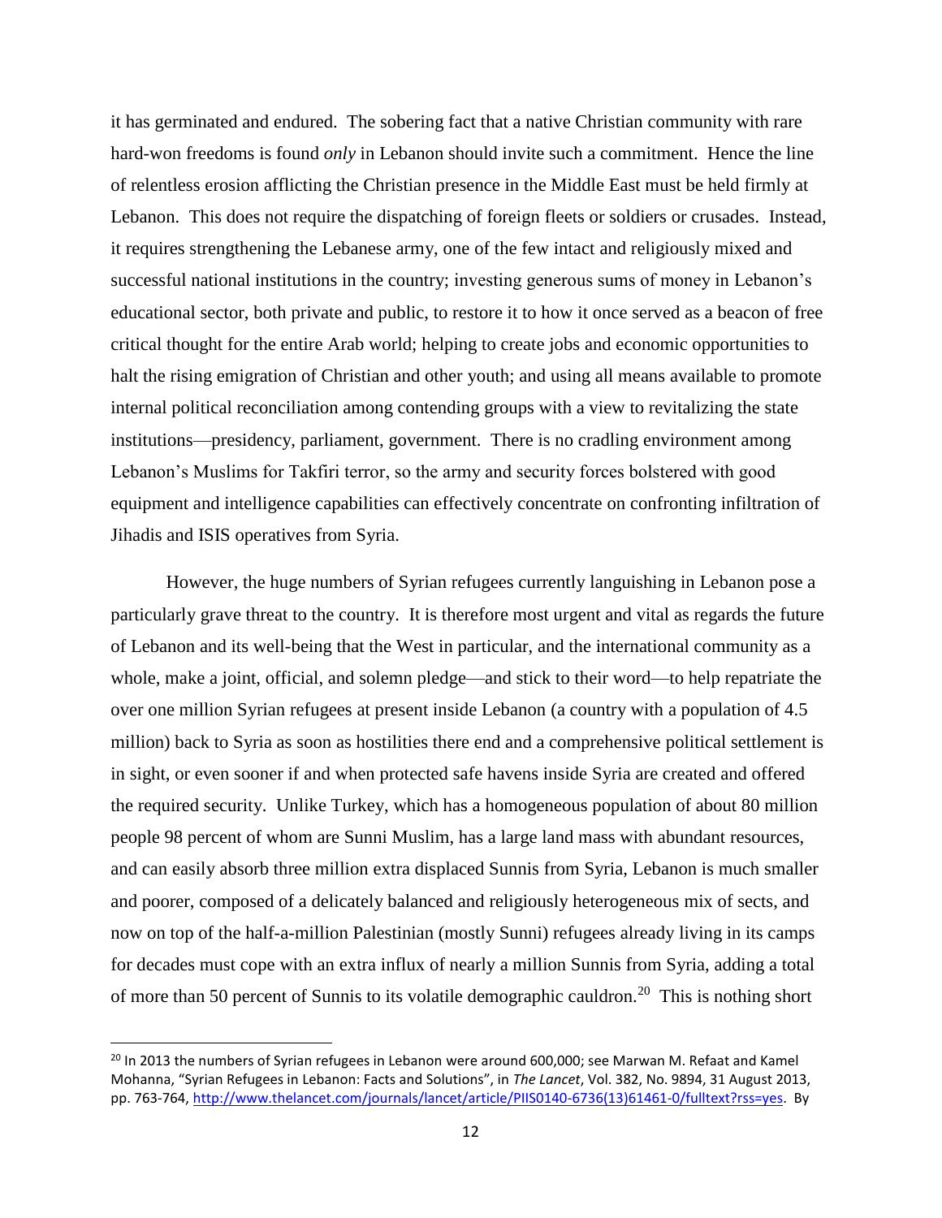it has germinated and endured. The sobering fact that a native Christian community with rare hard-won freedoms is found *only* in Lebanon should invite such a commitment. Hence the line of relentless erosion afflicting the Christian presence in the Middle East must be held firmly at Lebanon. This does not require the dispatching of foreign fleets or soldiers or crusades. Instead, it requires strengthening the Lebanese army, one of the few intact and religiously mixed and successful national institutions in the country; investing generous sums of money in Lebanon's educational sector, both private and public, to restore it to how it once served as a beacon of free critical thought for the entire Arab world; helping to create jobs and economic opportunities to halt the rising emigration of Christian and other youth; and using all means available to promote internal political reconciliation among contending groups with a view to revitalizing the state institutions—presidency, parliament, government. There is no cradling environment among Lebanon's Muslims for Takfiri terror, so the army and security forces bolstered with good equipment and intelligence capabilities can effectively concentrate on confronting infiltration of Jihadis and ISIS operatives from Syria.

However, the huge numbers of Syrian refugees currently languishing in Lebanon pose a particularly grave threat to the country. It is therefore most urgent and vital as regards the future of Lebanon and its well-being that the West in particular, and the international community as a whole, make a joint, official, and solemn pledge—and stick to their word—to help repatriate the over one million Syrian refugees at present inside Lebanon (a country with a population of 4.5 million) back to Syria as soon as hostilities there end and a comprehensive political settlement is in sight, or even sooner if and when protected safe havens inside Syria are created and offered the required security. Unlike Turkey, which has a homogeneous population of about 80 million people 98 percent of whom are Sunni Muslim, has a large land mass with abundant resources, and can easily absorb three million extra displaced Sunnis from Syria, Lebanon is much smaller and poorer, composed of a delicately balanced and religiously heterogeneous mix of sects, and now on top of the half-a-million Palestinian (mostly Sunni) refugees already living in its camps for decades must cope with an extra influx of nearly a million Sunnis from Syria, adding a total of more than 50 percent of Sunnis to its volatile demographic cauldron.[20] This is nothing short

---

[20] In 2013 the numbers of Syrian refugees in Lebanon were around 600,000; see Marwan M. Refaat and Kamel Mohanna, "Syrian Refugees in Lebanon: Facts and Solutions", in *The Lancet*, Vol. 382, No. 9894, 31 August 2013, pp. 763-764, http://www.thelancet.com/journals/lancet/article/PIIS0140-6736(13)61461-0/fulltext?rss=yes. By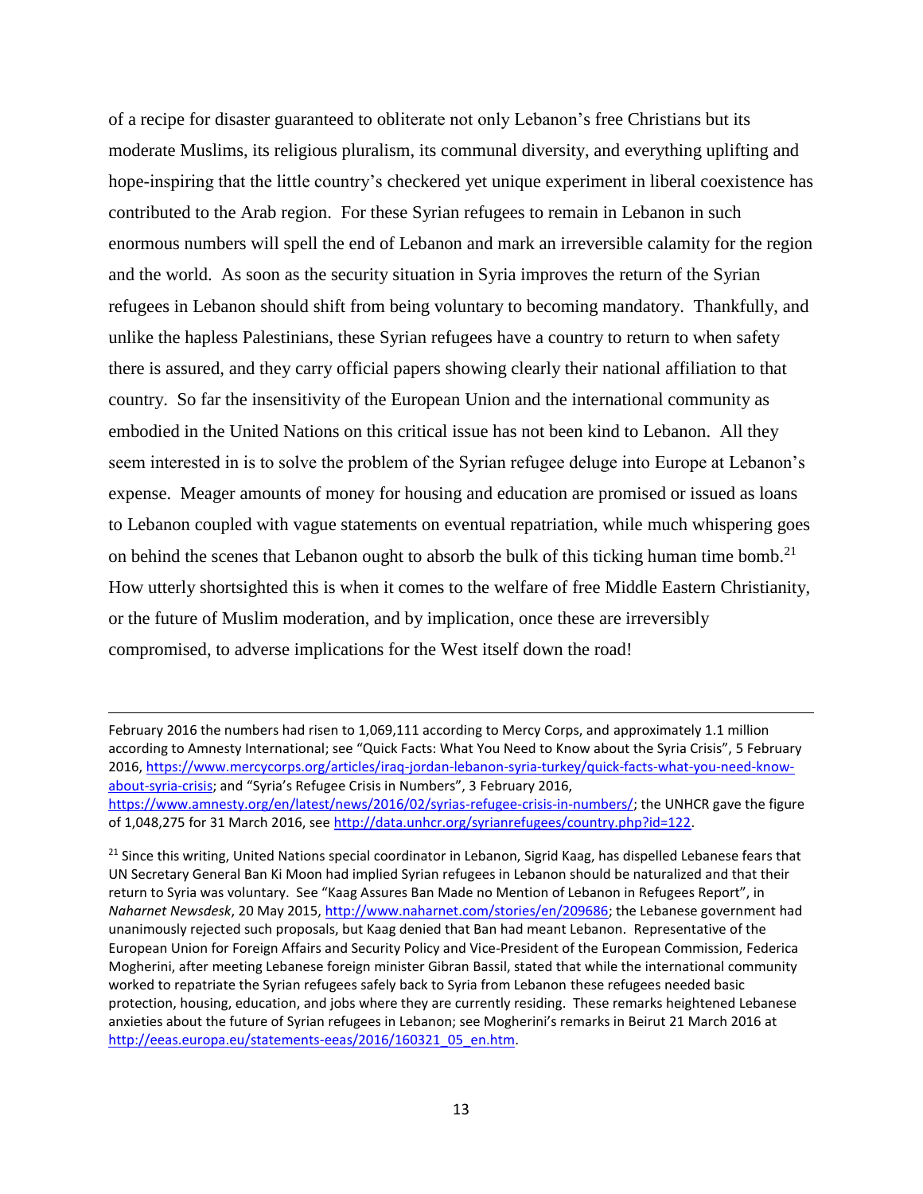of a recipe for disaster guaranteed to obliterate not only Lebanon's free Christians but its moderate Muslims, its religious pluralism, its communal diversity, and everything uplifting and hope-inspiring that the little country's checkered yet unique experiment in liberal coexistence has contributed to the Arab region. For these Syrian refugees to remain in Lebanon in such enormous numbers will spell the end of Lebanon and mark an irreversible calamity for the region and the world. As soon as the security situation in Syria improves the return of the Syrian refugees in Lebanon should shift from being voluntary to becoming mandatory. Thankfully, and unlike the hapless Palestinians, these Syrian refugees have a country to return to when safety there is assured, and they carry official papers showing clearly their national affiliation to that country. So far the insensitivity of the European Union and the international community as embodied in the United Nations on this critical issue has not been kind to Lebanon. All they seem interested in is to solve the problem of the Syrian refugee deluge into Europe at Lebanon's expense. Meager amounts of money for housing and education are promised or issued as loans to Lebanon coupled with vague statements on eventual repatriation, while much whispering goes on behind the scenes that Lebanon ought to absorb the bulk of this ticking human time bomb.[21] How utterly shortsighted this is when it comes to the welfare of free Middle Eastern Christianity, or the future of Muslim moderation, and by implication, once these are irreversibly compromised, to adverse implications for the West itself down the road!

---

February 2016 the numbers had risen to 1,069,111 according to Mercy Corps, and approximately 1.1 million according to Amnesty International; see "Quick Facts: What You Need to Know about the Syria Crisis", 5 February 2016, https://www.mercycorps.org/articles/iraq-jordan-lebanon-syria-turkey/quick-facts-what-you-need-know-about-syria-crisis; and "Syria's Refugee Crisis in Numbers", 3 February 2016, https://www.amnesty.org/en/latest/news/2016/02/syrias-refugee-crisis-in-numbers/; the UNHCR gave the figure of 1,048,275 for 31 March 2016, see http://data.unhcr.org/syrianrefugees/country.php?id=122.

[21] Since this writing, United Nations special coordinator in Lebanon, Sigrid Kaag, has dispelled Lebanese fears that UN Secretary General Ban Ki Moon had implied Syrian refugees in Lebanon should be naturalized and that their return to Syria was voluntary. See "Kaag Assures Ban Made no Mention of Lebanon in Refugees Report", in *Naharnet Newsdesk*, 20 May 2015, http://www.naharnet.com/stories/en/209686; the Lebanese government had unanimously rejected such proposals, but Kaag denied that Ban had meant Lebanon. Representative of the European Union for Foreign Affairs and Security Policy and Vice-President of the European Commission, Federica Mogherini, after meeting Lebanese foreign minister Gibran Bassil, stated that while the international community worked to repatriate the Syrian refugees safely back to Syria from Lebanon these refugees needed basic protection, housing, education, and jobs where they are currently residing. These remarks heightened Lebanese anxieties about the future of Syrian refugees in Lebanon; see Mogherini's remarks in Beirut 21 March 2016 at http://eeas.europa.eu/statements-eeas/2016/160321_05_en.htm.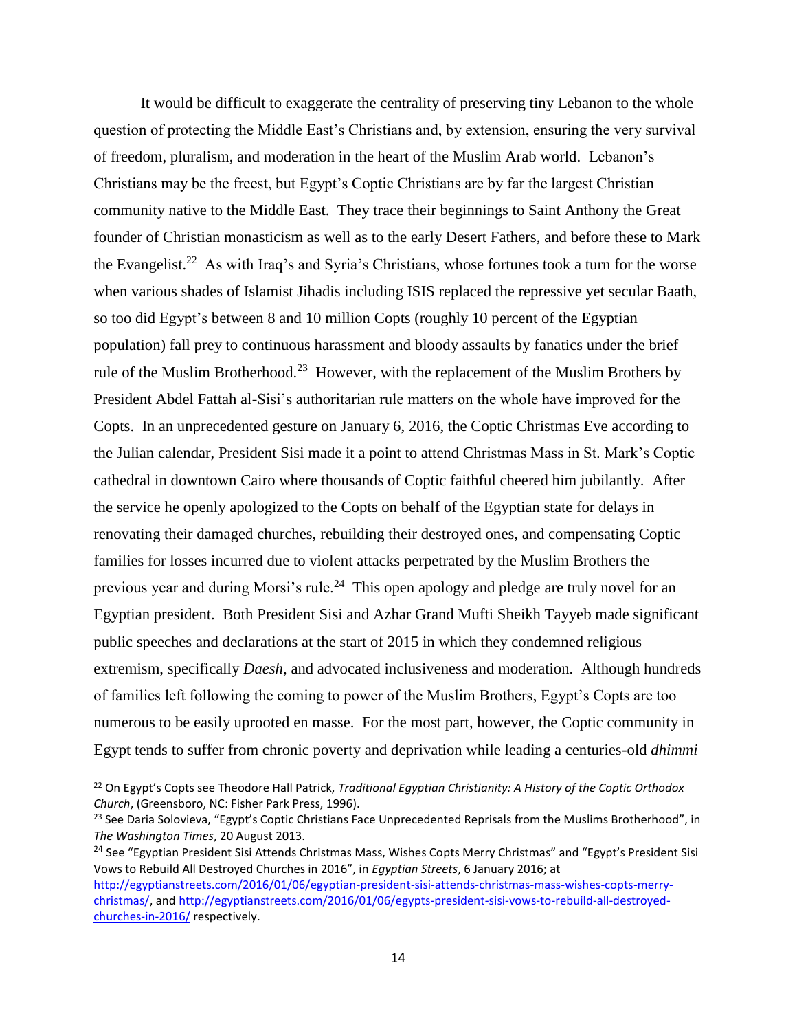It would be difficult to exaggerate the centrality of preserving tiny Lebanon to the whole question of protecting the Middle East's Christians and, by extension, ensuring the very survival of freedom, pluralism, and moderation in the heart of the Muslim Arab world. Lebanon's Christians may be the freest, but Egypt's Coptic Christians are by far the largest Christian community native to the Middle East. They trace their beginnings to Saint Anthony the Great founder of Christian monasticism as well as to the early Desert Fathers, and before these to Mark the Evangelist.[22] As with Iraq's and Syria's Christians, whose fortunes took a turn for the worse when various shades of Islamist Jihadis including ISIS replaced the repressive yet secular Baath, so too did Egypt's between 8 and 10 million Copts (roughly 10 percent of the Egyptian population) fall prey to continuous harassment and bloody assaults by fanatics under the brief rule of the Muslim Brotherhood.[23] However, with the replacement of the Muslim Brothers by President Abdel Fattah al-Sisi's authoritarian rule matters on the whole have improved for the Copts. In an unprecedented gesture on January 6, 2016, the Coptic Christmas Eve according to the Julian calendar, President Sisi made it a point to attend Christmas Mass in St. Mark's Coptic cathedral in downtown Cairo where thousands of Coptic faithful cheered him jubilantly. After the service he openly apologized to the Copts on behalf of the Egyptian state for delays in renovating their damaged churches, rebuilding their destroyed ones, and compensating Coptic families for losses incurred due to violent attacks perpetrated by the Muslim Brothers the previous year and during Morsi's rule.[24] This open apology and pledge are truly novel for an Egyptian president. Both President Sisi and Azhar Grand Mufti Sheikh Tayyeb made significant public speeches and declarations at the start of 2015 in which they condemned religious extremism, specifically *Daesh*, and advocated inclusiveness and moderation. Although hundreds of families left following the coming to power of the Muslim Brothers, Egypt's Copts are too numerous to be easily uprooted en masse. For the most part, however, the Coptic community in Egypt tends to suffer from chronic poverty and deprivation while leading a centuries-old *dhimmi*

---

[22] On Egypt's Copts see Theodore Hall Patrick, *Traditional Egyptian Christianity: A History of the Coptic Orthodox Church*, (Greensboro, NC: Fisher Park Press, 1996).

[23] See Daria Solovieva, "Egypt's Coptic Christians Face Unprecedented Reprisals from the Muslims Brotherhood", in *The Washington Times*, 20 August 2013.

[24] See "Egyptian President Sisi Attends Christmas Mass, Wishes Copts Merry Christmas" and "Egypt's President Sisi Vows to Rebuild All Destroyed Churches in 2016", in *Egyptian Streets*, 6 January 2016; at http://egyptianstreets.com/2016/01/06/egyptian-president-sisi-attends-christmas-mass-wishes-copts-merry-christmas/, and http://egyptianstreets.com/2016/01/06/egypts-president-sisi-vows-to-rebuild-all-destroyed-churches-in-2016/ respectively.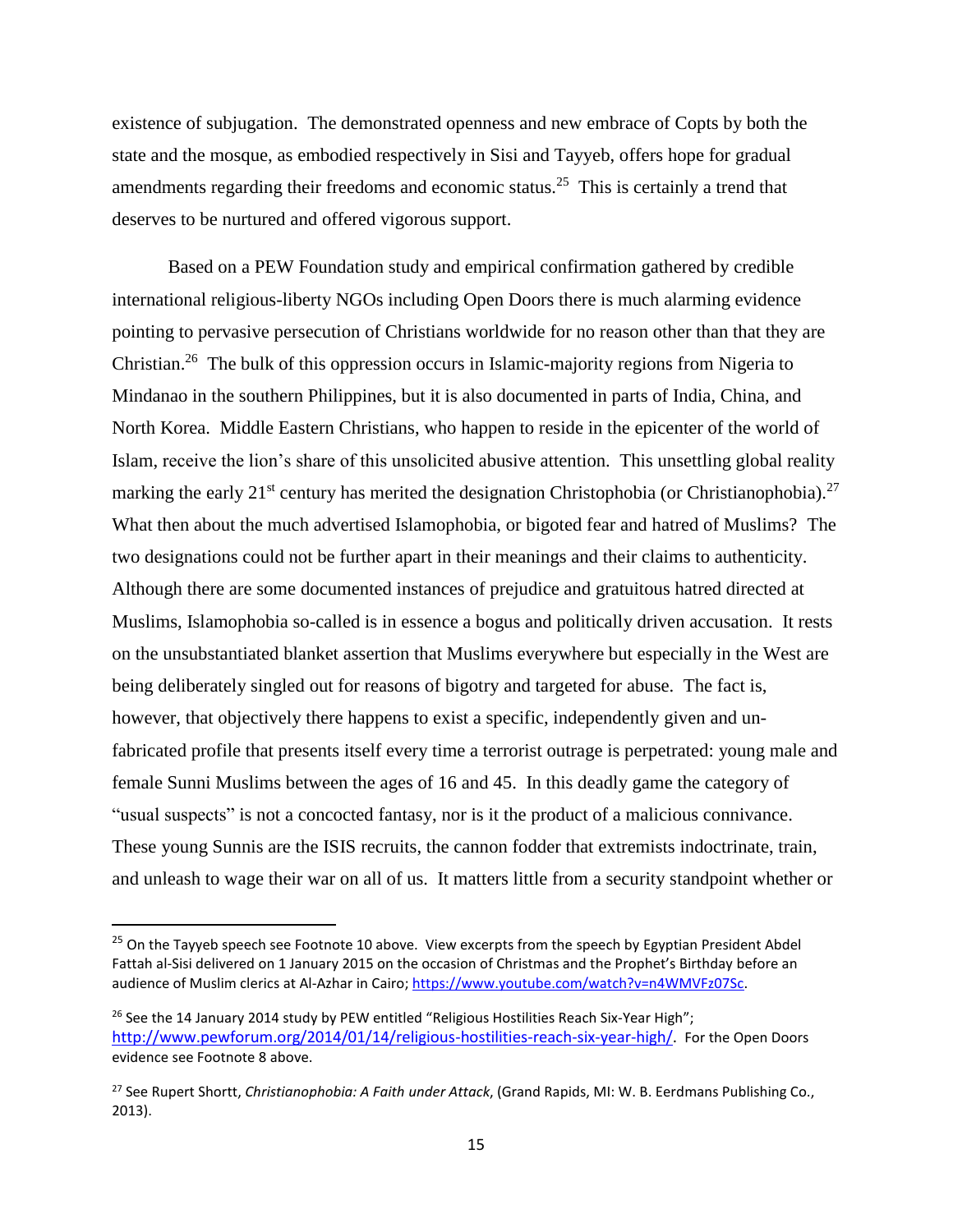existence of subjugation. The demonstrated openness and new embrace of Copts by both the state and the mosque, as embodied respectively in Sisi and Tayyeb, offers hope for gradual amendments regarding their freedoms and economic status.[25] This is certainly a trend that deserves to be nurtured and offered vigorous support.

Based on a PEW Foundation study and empirical confirmation gathered by credible international religious-liberty NGOs including Open Doors there is much alarming evidence pointing to pervasive persecution of Christians worldwide for no reason other than that they are Christian.[26] The bulk of this oppression occurs in Islamic-majority regions from Nigeria to Mindanao in the southern Philippines, but it is also documented in parts of India, China, and North Korea. Middle Eastern Christians, who happen to reside in the epicenter of the world of Islam, receive the lion's share of this unsolicited abusive attention. This unsettling global reality marking the early 21st century has merited the designation Christophobia (or Christianophobia).[27] What then about the much advertised Islamophobia, or bigoted fear and hatred of Muslims? The two designations could not be further apart in their meanings and their claims to authenticity. Although there are some documented instances of prejudice and gratuitous hatred directed at Muslims, Islamophobia so-called is in essence a bogus and politically driven accusation. It rests on the unsubstantiated blanket assertion that Muslims everywhere but especially in the West are being deliberately singled out for reasons of bigotry and targeted for abuse. The fact is, however, that objectively there happens to exist a specific, independently given and un-fabricated profile that presents itself every time a terrorist outrage is perpetrated: young male and female Sunni Muslims between the ages of 16 and 45. In this deadly game the category of "usual suspects" is not a concocted fantasy, nor is it the product of a malicious connivance. These young Sunnis are the ISIS recruits, the cannon fodder that extremists indoctrinate, train, and unleash to wage their war on all of us. It matters little from a security standpoint whether or

---

[25] On the Tayyeb speech see Footnote 10 above. View excerpts from the speech by Egyptian President Abdel Fattah al-Sisi delivered on 1 January 2015 on the occasion of Christmas and the Prophet's Birthday before an audience of Muslim clerics at Al-Azhar in Cairo; https://www.youtube.com/watch?v=n4WMVFz07Sc.

[26] See the 14 January 2014 study by PEW entitled "Religious Hostilities Reach Six-Year High"; http://www.pewforum.org/2014/01/14/religious-hostilities-reach-six-year-high/. For the Open Doors evidence see Footnote 8 above.

[27] See Rupert Shortt, *Christianophobia: A Faith under Attack*, (Grand Rapids, MI: W. B. Eerdmans Publishing Co., 2013).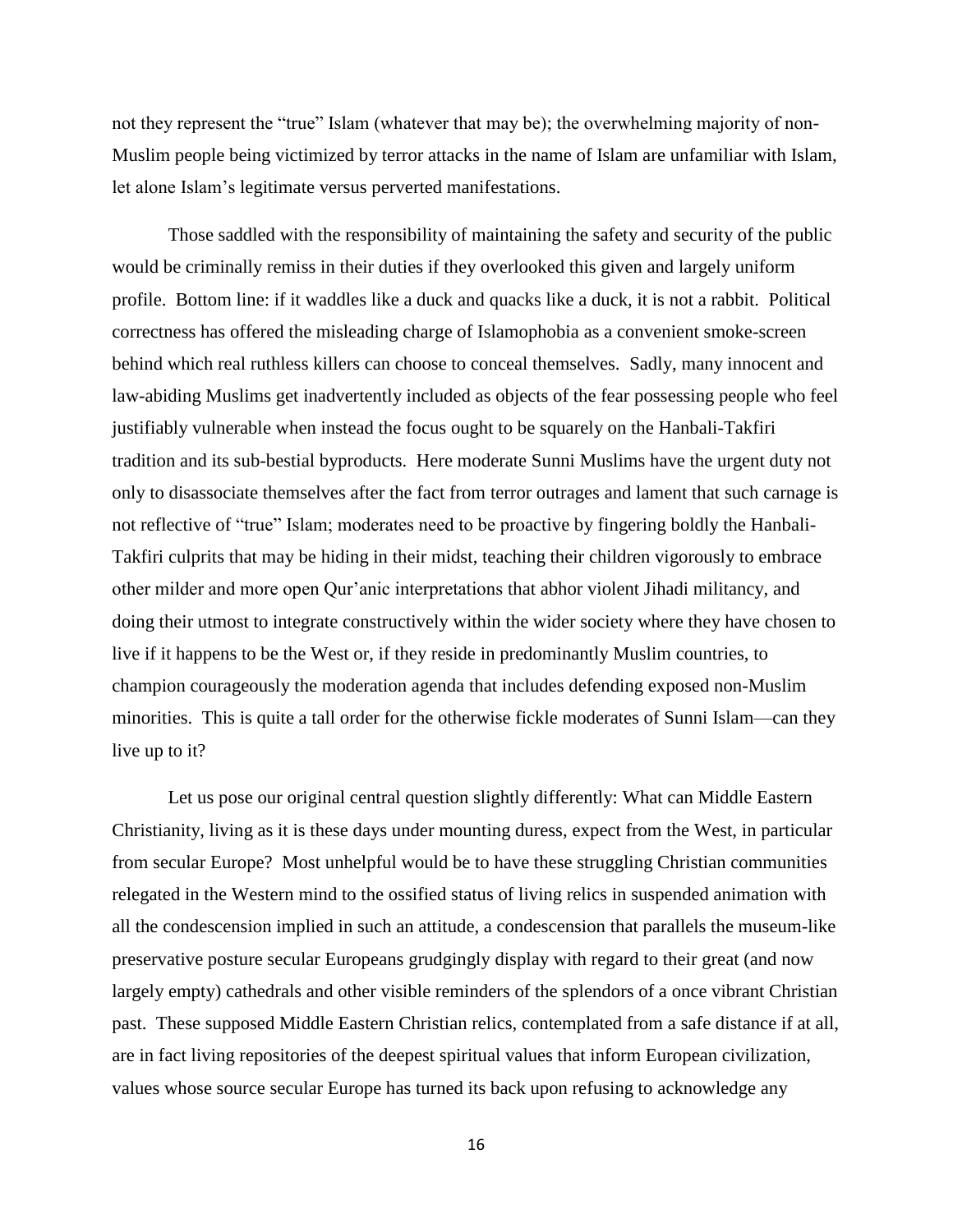not they represent the "true" Islam (whatever that may be); the overwhelming majority of non-Muslim people being victimized by terror attacks in the name of Islam are unfamiliar with Islam, let alone Islam's legitimate versus perverted manifestations.

Those saddled with the responsibility of maintaining the safety and security of the public would be criminally remiss in their duties if they overlooked this given and largely uniform profile. Bottom line: if it waddles like a duck and quacks like a duck, it is not a rabbit. Political correctness has offered the misleading charge of Islamophobia as a convenient smoke-screen behind which real ruthless killers can choose to conceal themselves. Sadly, many innocent and law-abiding Muslims get inadvertently included as objects of the fear possessing people who feel justifiably vulnerable when instead the focus ought to be squarely on the Hanbali-Takfiri tradition and its sub-bestial byproducts. Here moderate Sunni Muslims have the urgent duty not only to disassociate themselves after the fact from terror outrages and lament that such carnage is not reflective of "true" Islam; moderates need to be proactive by fingering boldly the Hanbali-Takfiri culprits that may be hiding in their midst, teaching their children vigorously to embrace other milder and more open Qur'anic interpretations that abhor violent Jihadi militancy, and doing their utmost to integrate constructively within the wider society where they have chosen to live if it happens to be the West or, if they reside in predominantly Muslim countries, to champion courageously the moderation agenda that includes defending exposed non-Muslim minorities. This is quite a tall order for the otherwise fickle moderates of Sunni Islam—can they live up to it?

Let us pose our original central question slightly differently: What can Middle Eastern Christianity, living as it is these days under mounting duress, expect from the West, in particular from secular Europe? Most unhelpful would be to have these struggling Christian communities relegated in the Western mind to the ossified status of living relics in suspended animation with all the condescension implied in such an attitude, a condescension that parallels the museum-like preservative posture secular Europeans grudgingly display with regard to their great (and now largely empty) cathedrals and other visible reminders of the splendors of a once vibrant Christian past. These supposed Middle Eastern Christian relics, contemplated from a safe distance if at all, are in fact living repositories of the deepest spiritual values that inform European civilization, values whose source secular Europe has turned its back upon refusing to acknowledge any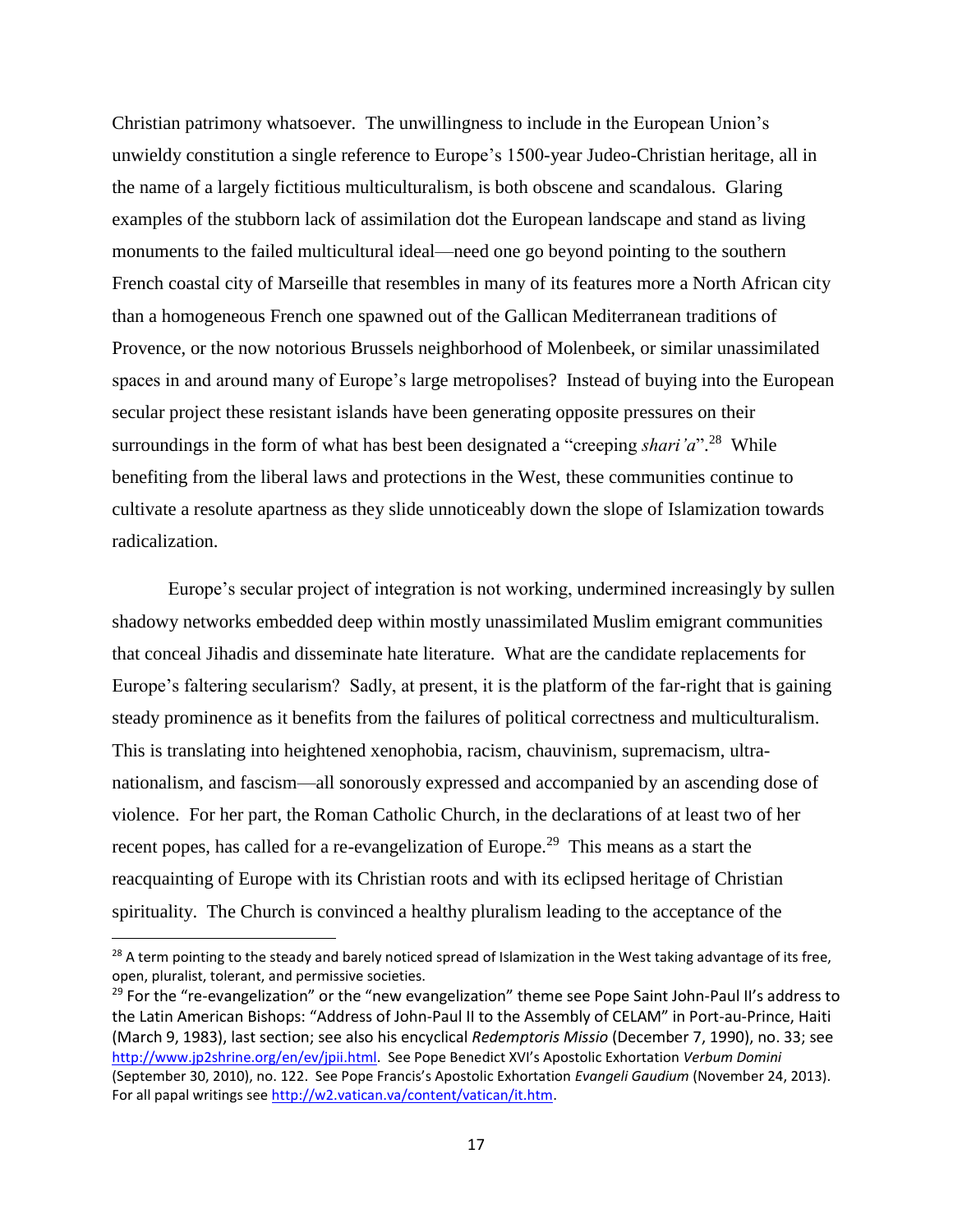Christian patrimony whatsoever. The unwillingness to include in the European Union's unwieldy constitution a single reference to Europe's 1500-year Judeo-Christian heritage, all in the name of a largely fictitious multiculturalism, is both obscene and scandalous. Glaring examples of the stubborn lack of assimilation dot the European landscape and stand as living monuments to the failed multicultural ideal—need one go beyond pointing to the southern French coastal city of Marseille that resembles in many of its features more a North African city than a homogeneous French one spawned out of the Gallican Mediterranean traditions of Provence, or the now notorious Brussels neighborhood of Molenbeek, or similar unassimilated spaces in and around many of Europe's large metropolises? Instead of buying into the European secular project these resistant islands have been generating opposite pressures on their surroundings in the form of what has best been designated a "creeping *shari'a*".[28] While benefiting from the liberal laws and protections in the West, these communities continue to cultivate a resolute apartness as they slide unnoticeably down the slope of Islamization towards radicalization.

Europe's secular project of integration is not working, undermined increasingly by sullen shadowy networks embedded deep within mostly unassimilated Muslim emigrant communities that conceal Jihadis and disseminate hate literature. What are the candidate replacements for Europe's faltering secularism? Sadly, at present, it is the platform of the far-right that is gaining steady prominence as it benefits from the failures of political correctness and multiculturalism. This is translating into heightened xenophobia, racism, chauvinism, supremacism, ultra-nationalism, and fascism—all sonorously expressed and accompanied by an ascending dose of violence. For her part, the Roman Catholic Church, in the declarations of at least two of her recent popes, has called for a re-evangelization of Europe.[29] This means as a start the reacquainting of Europe with its Christian roots and with its eclipsed heritage of Christian spirituality. The Church is convinced a healthy pluralism leading to the acceptance of the

---

[28] A term pointing to the steady and barely noticed spread of Islamization in the West taking advantage of its free, open, pluralist, tolerant, and permissive societies.

[29] For the "re-evangelization" or the "new evangelization" theme see Pope Saint John-Paul II's address to the Latin American Bishops: "Address of John-Paul II to the Assembly of CELAM" in Port-au-Prince, Haiti (March 9, 1983), last section; see also his encyclical *Redemptoris Missio* (December 7, 1990), no. 33; see http://www.jp2shrine.org/en/ev/jpii.html. See Pope Benedict XVI's Apostolic Exhortation *Verbum Domini* (September 30, 2010), no. 122. See Pope Francis's Apostolic Exhortation *Evangeli Gaudium* (November 24, 2013). For all papal writings see http://w2.vatican.va/content/vatican/it.htm.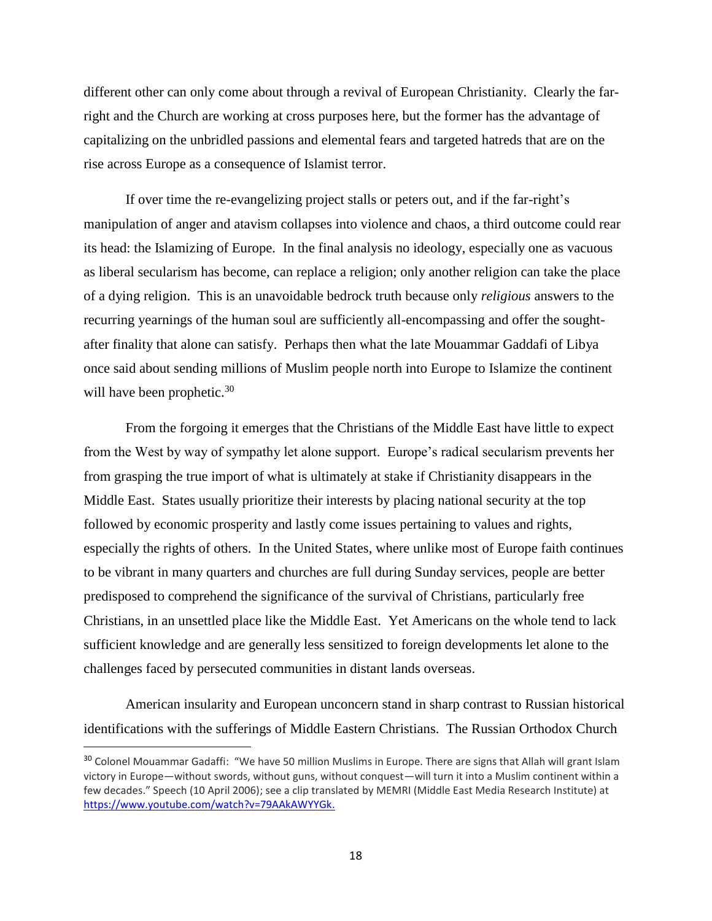different other can only come about through a revival of European Christianity. Clearly the far-right and the Church are working at cross purposes here, but the former has the advantage of capitalizing on the unbridled passions and elemental fears and targeted hatreds that are on the rise across Europe as a consequence of Islamist terror.

If over time the re-evangelizing project stalls or peters out, and if the far-right's manipulation of anger and atavism collapses into violence and chaos, a third outcome could rear its head: the Islamizing of Europe. In the final analysis no ideology, especially one as vacuous as liberal secularism has become, can replace a religion; only another religion can take the place of a dying religion. This is an unavoidable bedrock truth because only *religious* answers to the recurring yearnings of the human soul are sufficiently all-encompassing and offer the sought-after finality that alone can satisfy. Perhaps then what the late Mouammar Gaddafi of Libya once said about sending millions of Muslim people north into Europe to Islamize the continent will have been prophetic.[30]

From the forgoing it emerges that the Christians of the Middle East have little to expect from the West by way of sympathy let alone support. Europe's radical secularism prevents her from grasping the true import of what is ultimately at stake if Christianity disappears in the Middle East. States usually prioritize their interests by placing national security at the top followed by economic prosperity and lastly come issues pertaining to values and rights, especially the rights of others. In the United States, where unlike most of Europe faith continues to be vibrant in many quarters and churches are full during Sunday services, people are better predisposed to comprehend the significance of the survival of Christians, particularly free Christians, in an unsettled place like the Middle East. Yet Americans on the whole tend to lack sufficient knowledge and are generally less sensitized to foreign developments let alone to the challenges faced by persecuted communities in distant lands overseas.

American insularity and European unconcern stand in sharp contrast to Russian historical identifications with the sufferings of Middle Eastern Christians. The Russian Orthodox Church

---

[30] Colonel Mouammar Gadaffi: "We have 50 million Muslims in Europe. There are signs that Allah will grant Islam victory in Europe—without swords, without guns, without conquest—will turn it into a Muslim continent within a few decades." Speech (10 April 2006); see a clip translated by MEMRI (Middle East Media Research Institute) at https://www.youtube.com/watch?v=79AAkAWYYGk.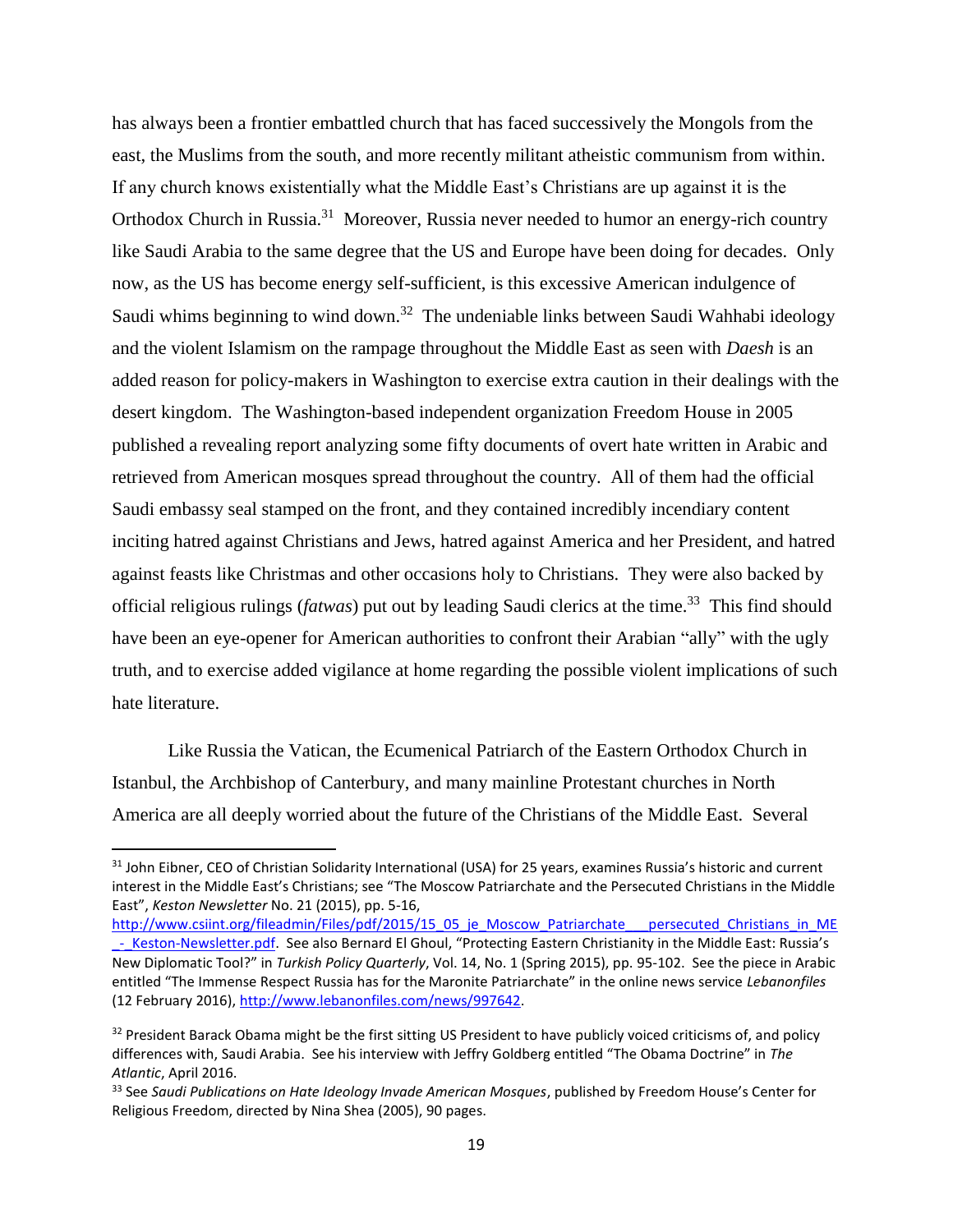has always been a frontier embattled church that has faced successively the Mongols from the east, the Muslims from the south, and more recently militant atheistic communism from within. If any church knows existentially what the Middle East's Christians are up against it is the Orthodox Church in Russia.[31] Moreover, Russia never needed to humor an energy-rich country like Saudi Arabia to the same degree that the US and Europe have been doing for decades. Only now, as the US has become energy self-sufficient, is this excessive American indulgence of Saudi whims beginning to wind down.[32] The undeniable links between Saudi Wahhabi ideology and the violent Islamism on the rampage throughout the Middle East as seen with *Daesh* is an added reason for policy-makers in Washington to exercise extra caution in their dealings with the desert kingdom. The Washington-based independent organization Freedom House in 2005 published a revealing report analyzing some fifty documents of overt hate written in Arabic and retrieved from American mosques spread throughout the country. All of them had the official Saudi embassy seal stamped on the front, and they contained incredibly incendiary content inciting hatred against Christians and Jews, hatred against America and her President, and hatred against feasts like Christmas and other occasions holy to Christians. They were also backed by official religious rulings (*fatwas*) put out by leading Saudi clerics at the time.[33] This find should have been an eye-opener for American authorities to confront their Arabian "ally" with the ugly truth, and to exercise added vigilance at home regarding the possible violent implications of such hate literature.

Like Russia the Vatican, the Ecumenical Patriarch of the Eastern Orthodox Church in Istanbul, the Archbishop of Canterbury, and many mainline Protestant churches in North America are all deeply worried about the future of the Christians of the Middle East. Several

---

[31] John Eibner, CEO of Christian Solidarity International (USA) for 25 years, examines Russia's historic and current interest in the Middle East's Christians; see "The Moscow Patriarchate and the Persecuted Christians in the Middle East", *Keston Newsletter* No. 21 (2015), pp. 5-16, http://www.csiint.org/fileadmin/Files/pdf/2015/15_05_je_Moscow_Patriarchate___persecuted_Christians_in_ME_-_Keston-Newsletter.pdf. See also Bernard El Ghoul, "Protecting Eastern Christianity in the Middle East: Russia's New Diplomatic Tool?" in *Turkish Policy Quarterly*, Vol. 14, No. 1 (Spring 2015), pp. 95-102. See the piece in Arabic entitled "The Immense Respect Russia has for the Maronite Patriarchate" in the online news service *Lebanonfiles* (12 February 2016), http://www.lebanonfiles.com/news/997642.

[32] President Barack Obama might be the first sitting US President to have publicly voiced criticisms of, and policy differences with, Saudi Arabia. See his interview with Jeffry Goldberg entitled "The Obama Doctrine" in *The Atlantic*, April 2016.

[33] See *Saudi Publications on Hate Ideology Invade American Mosques*, published by Freedom House's Center for Religious Freedom, directed by Nina Shea (2005), 90 pages.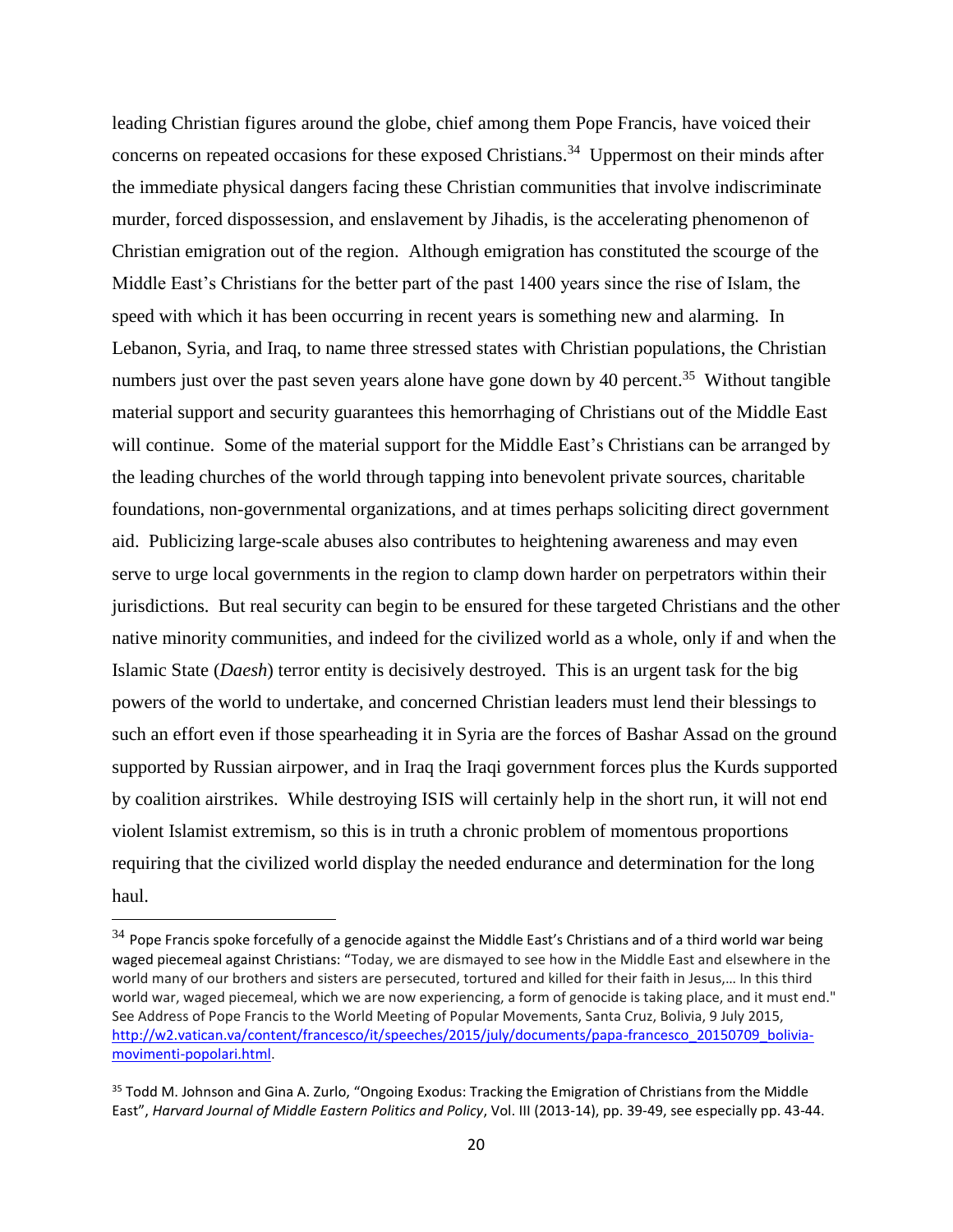leading Christian figures around the globe, chief among them Pope Francis, have voiced their concerns on repeated occasions for these exposed Christians.[34] Uppermost on their minds after the immediate physical dangers facing these Christian communities that involve indiscriminate murder, forced dispossession, and enslavement by Jihadis, is the accelerating phenomenon of Christian emigration out of the region. Although emigration has constituted the scourge of the Middle East's Christians for the better part of the past 1400 years since the rise of Islam, the speed with which it has been occurring in recent years is something new and alarming. In Lebanon, Syria, and Iraq, to name three stressed states with Christian populations, the Christian numbers just over the past seven years alone have gone down by 40 percent.[35] Without tangible material support and security guarantees this hemorrhaging of Christians out of the Middle East will continue. Some of the material support for the Middle East's Christians can be arranged by the leading churches of the world through tapping into benevolent private sources, charitable foundations, non-governmental organizations, and at times perhaps soliciting direct government aid. Publicizing large-scale abuses also contributes to heightening awareness and may even serve to urge local governments in the region to clamp down harder on perpetrators within their jurisdictions. But real security can begin to be ensured for these targeted Christians and the other native minority communities, and indeed for the civilized world as a whole, only if and when the Islamic State (*Daesh*) terror entity is decisively destroyed. This is an urgent task for the big powers of the world to undertake, and concerned Christian leaders must lend their blessings to such an effort even if those spearheading it in Syria are the forces of Bashar Assad on the ground supported by Russian airpower, and in Iraq the Iraqi government forces plus the Kurds supported by coalition airstrikes. While destroying ISIS will certainly help in the short run, it will not end violent Islamist extremism, so this is in truth a chronic problem of momentous proportions requiring that the civilized world display the needed endurance and determination for the long haul.

---

[34] Pope Francis spoke forcefully of a genocide against the Middle East's Christians and of a third world war being waged piecemeal against Christians: "Today, we are dismayed to see how in the Middle East and elsewhere in the world many of our brothers and sisters are persecuted, tortured and killed for their faith in Jesus,… In this third world war, waged piecemeal, which we are now experiencing, a form of genocide is taking place, and it must end." See Address of Pope Francis to the World Meeting of Popular Movements, Santa Cruz, Bolivia, 9 July 2015, http://w2.vatican.va/content/francesco/it/speeches/2015/july/documents/papa-francesco_20150709_bolivia-movimenti-popolari.html.

[35] Todd M. Johnson and Gina A. Zurlo, "Ongoing Exodus: Tracking the Emigration of Christians from the Middle East", *Harvard Journal of Middle Eastern Politics and Policy*, Vol. III (2013-14), pp. 39-49, see especially pp. 43-44.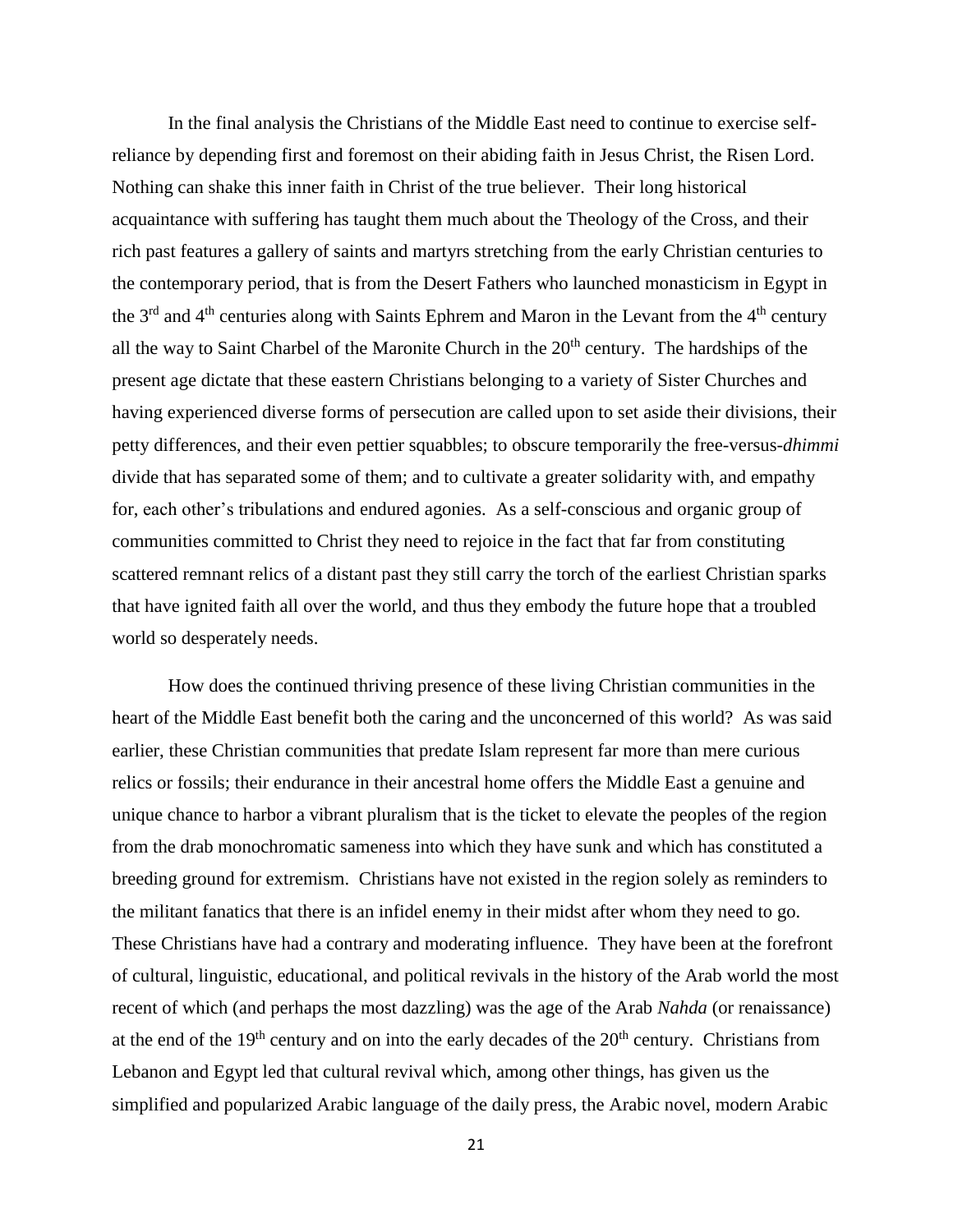In the final analysis the Christians of the Middle East need to continue to exercise self-reliance by depending first and foremost on their abiding faith in Jesus Christ, the Risen Lord. Nothing can shake this inner faith in Christ of the true believer. Their long historical acquaintance with suffering has taught them much about the Theology of the Cross, and their rich past features a gallery of saints and martyrs stretching from the early Christian centuries to the contemporary period, that is from the Desert Fathers who launched monasticism in Egypt in the 3rd and 4th centuries along with Saints Ephrem and Maron in the Levant from the 4th century all the way to Saint Charbel of the Maronite Church in the 20th century. The hardships of the present age dictate that these eastern Christians belonging to a variety of Sister Churches and having experienced diverse forms of persecution are called upon to set aside their divisions, their petty differences, and their even pettier squabbles; to obscure temporarily the free-versus-*dhimmi* divide that has separated some of them; and to cultivate a greater solidarity with, and empathy for, each other's tribulations and endured agonies. As a self-conscious and organic group of communities committed to Christ they need to rejoice in the fact that far from constituting scattered remnant relics of a distant past they still carry the torch of the earliest Christian sparks that have ignited faith all over the world, and thus they embody the future hope that a troubled world so desperately needs.

How does the continued thriving presence of these living Christian communities in the heart of the Middle East benefit both the caring and the unconcerned of this world? As was said earlier, these Christian communities that predate Islam represent far more than mere curious relics or fossils; their endurance in their ancestral home offers the Middle East a genuine and unique chance to harbor a vibrant pluralism that is the ticket to elevate the peoples of the region from the drab monochromatic sameness into which they have sunk and which has constituted a breeding ground for extremism. Christians have not existed in the region solely as reminders to the militant fanatics that there is an infidel enemy in their midst after whom they need to go. These Christians have had a contrary and moderating influence. They have been at the forefront of cultural, linguistic, educational, and political revivals in the history of the Arab world the most recent of which (and perhaps the most dazzling) was the age of the Arab *Nahda* (or renaissance) at the end of the 19th century and on into the early decades of the 20th century. Christians from Lebanon and Egypt led that cultural revival which, among other things, has given us the simplified and popularized Arabic language of the daily press, the Arabic novel, modern Arabic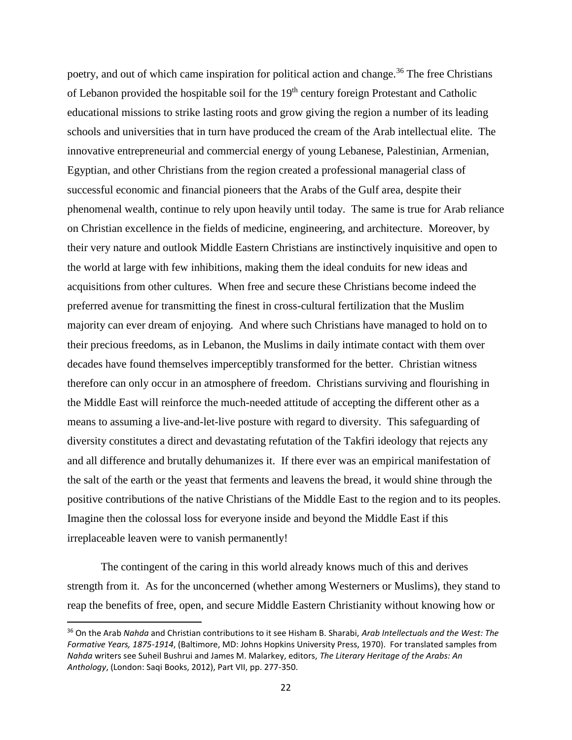poetry, and out of which came inspiration for political action and change.[36] The free Christians of Lebanon provided the hospitable soil for the 19th century foreign Protestant and Catholic educational missions to strike lasting roots and grow giving the region a number of its leading schools and universities that in turn have produced the cream of the Arab intellectual elite. The innovative entrepreneurial and commercial energy of young Lebanese, Palestinian, Armenian, Egyptian, and other Christians from the region created a professional managerial class of successful economic and financial pioneers that the Arabs of the Gulf area, despite their phenomenal wealth, continue to rely upon heavily until today. The same is true for Arab reliance on Christian excellence in the fields of medicine, engineering, and architecture. Moreover, by their very nature and outlook Middle Eastern Christians are instinctively inquisitive and open to the world at large with few inhibitions, making them the ideal conduits for new ideas and acquisitions from other cultures. When free and secure these Christians become indeed the preferred avenue for transmitting the finest in cross-cultural fertilization that the Muslim majority can ever dream of enjoying. And where such Christians have managed to hold on to their precious freedoms, as in Lebanon, the Muslims in daily intimate contact with them over decades have found themselves imperceptibly transformed for the better. Christian witness therefore can only occur in an atmosphere of freedom. Christians surviving and flourishing in the Middle East will reinforce the much-needed attitude of accepting the different other as a means to assuming a live-and-let-live posture with regard to diversity. This safeguarding of diversity constitutes a direct and devastating refutation of the Takfiri ideology that rejects any and all difference and brutally dehumanizes it. If there ever was an empirical manifestation of the salt of the earth or the yeast that ferments and leavens the bread, it would shine through the positive contributions of the native Christians of the Middle East to the region and to its peoples. Imagine then the colossal loss for everyone inside and beyond the Middle East if this irreplaceable leaven were to vanish permanently!

The contingent of the caring in this world already knows much of this and derives strength from it. As for the unconcerned (whether among Westerners or Muslims), they stand to reap the benefits of free, open, and secure Middle Eastern Christianity without knowing how or

---

[36] On the Arab *Nahda* and Christian contributions to it see Hisham B. Sharabi, *Arab Intellectuals and the West: The Formative Years, 1875-1914*, (Baltimore, MD: Johns Hopkins University Press, 1970). For translated samples from *Nahda* writers see Suheil Bushrui and James M. Malarkey, editors, *The Literary Heritage of the Arabs: An Anthology*, (London: Saqi Books, 2012), Part VII, pp. 277-350.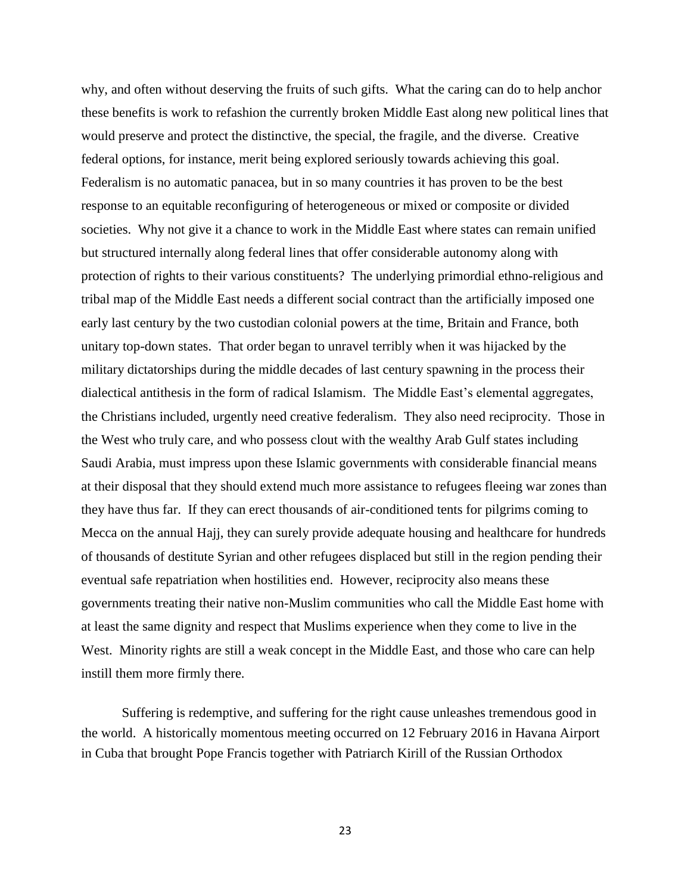why, and often without deserving the fruits of such gifts. What the caring can do to help anchor these benefits is work to refashion the currently broken Middle East along new political lines that would preserve and protect the distinctive, the special, the fragile, and the diverse. Creative federal options, for instance, merit being explored seriously towards achieving this goal. Federalism is no automatic panacea, but in so many countries it has proven to be the best response to an equitable reconfiguring of heterogeneous or mixed or composite or divided societies. Why not give it a chance to work in the Middle East where states can remain unified but structured internally along federal lines that offer considerable autonomy along with protection of rights to their various constituents? The underlying primordial ethno-religious and tribal map of the Middle East needs a different social contract than the artificially imposed one early last century by the two custodian colonial powers at the time, Britain and France, both unitary top-down states. That order began to unravel terribly when it was hijacked by the military dictatorships during the middle decades of last century spawning in the process their dialectical antithesis in the form of radical Islamism. The Middle East's elemental aggregates, the Christians included, urgently need creative federalism. They also need reciprocity. Those in the West who truly care, and who possess clout with the wealthy Arab Gulf states including Saudi Arabia, must impress upon these Islamic governments with considerable financial means at their disposal that they should extend much more assistance to refugees fleeing war zones than they have thus far. If they can erect thousands of air-conditioned tents for pilgrims coming to Mecca on the annual Hajj, they can surely provide adequate housing and healthcare for hundreds of thousands of destitute Syrian and other refugees displaced but still in the region pending their eventual safe repatriation when hostilities end. However, reciprocity also means these governments treating their native non-Muslim communities who call the Middle East home with at least the same dignity and respect that Muslims experience when they come to live in the West. Minority rights are still a weak concept in the Middle East, and those who care can help instill them more firmly there.

Suffering is redemptive, and suffering for the right cause unleashes tremendous good in the world. A historically momentous meeting occurred on 12 February 2016 in Havana Airport in Cuba that brought Pope Francis together with Patriarch Kirill of the Russian Orthodox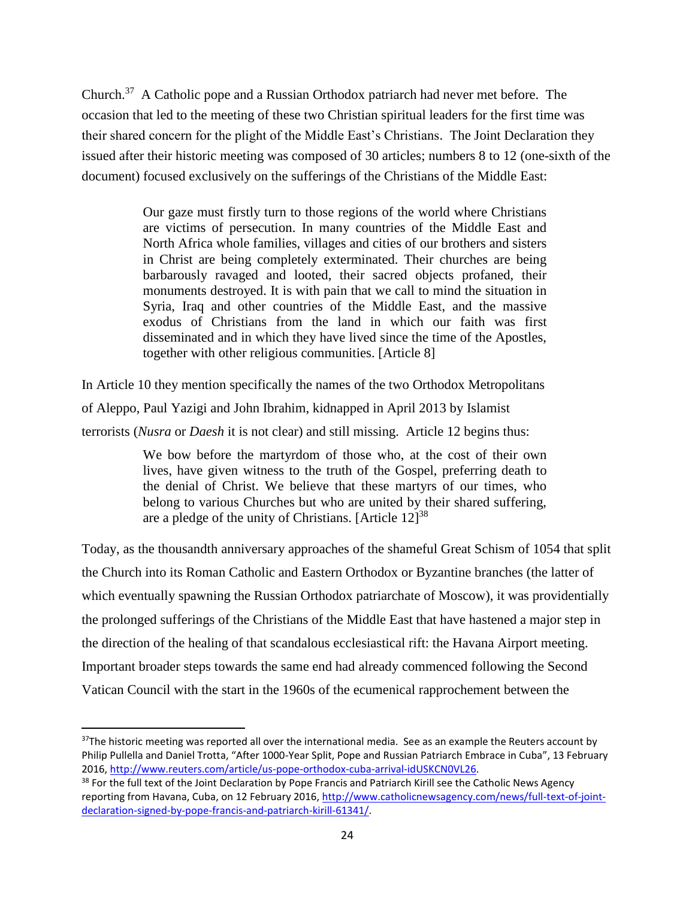Church.[37] A Catholic pope and a Russian Orthodox patriarch had never met before. The occasion that led to the meeting of these two Christian spiritual leaders for the first time was their shared concern for the plight of the Middle East's Christians. The Joint Declaration they issued after their historic meeting was composed of 30 articles; numbers 8 to 12 (one-sixth of the document) focused exclusively on the sufferings of the Christians of the Middle East:

> Our gaze must firstly turn to those regions of the world where Christians are victims of persecution. In many countries of the Middle East and North Africa whole families, villages and cities of our brothers and sisters in Christ are being completely exterminated. Their churches are being barbarously ravaged and looted, their sacred objects profaned, their monuments destroyed. It is with pain that we call to mind the situation in Syria, Iraq and other countries of the Middle East, and the massive exodus of Christians from the land in which our faith was first disseminated and in which they have lived since the time of the Apostles, together with other religious communities. [Article 8]

In Article 10 they mention specifically the names of the two Orthodox Metropolitans of Aleppo, Paul Yazigi and John Ibrahim, kidnapped in April 2013 by Islamist terrorists (*Nusra* or *Daesh* it is not clear) and still missing. Article 12 begins thus:

> We bow before the martyrdom of those who, at the cost of their own lives, have given witness to the truth of the Gospel, preferring death to the denial of Christ. We believe that these martyrs of our times, who belong to various Churches but who are united by their shared suffering, are a pledge of the unity of Christians. [Article 12][38]

Today, as the thousandth anniversary approaches of the shameful Great Schism of 1054 that split the Church into its Roman Catholic and Eastern Orthodox or Byzantine branches (the latter of which eventually spawning the Russian Orthodox patriarchate of Moscow), it was providentially the prolonged sufferings of the Christians of the Middle East that have hastened a major step in the direction of the healing of that scandalous ecclesiastical rift: the Havana Airport meeting. Important broader steps towards the same end had already commenced following the Second Vatican Council with the start in the 1960s of the ecumenical rapprochement between the

---

[37] The historic meeting was reported all over the international media. See as an example the Reuters account by Philip Pullella and Daniel Trotta, "After 1000-Year Split, Pope and Russian Patriarch Embrace in Cuba", 13 February 2016, http://www.reuters.com/article/us-pope-orthodox-cuba-arrival-idUSKCN0VL26.

[38] For the full text of the Joint Declaration by Pope Francis and Patriarch Kirill see the Catholic News Agency reporting from Havana, Cuba, on 12 February 2016, http://www.catholicnewsagency.com/news/full-text-of-joint-declaration-signed-by-pope-francis-and-patriarch-kirill-61341/.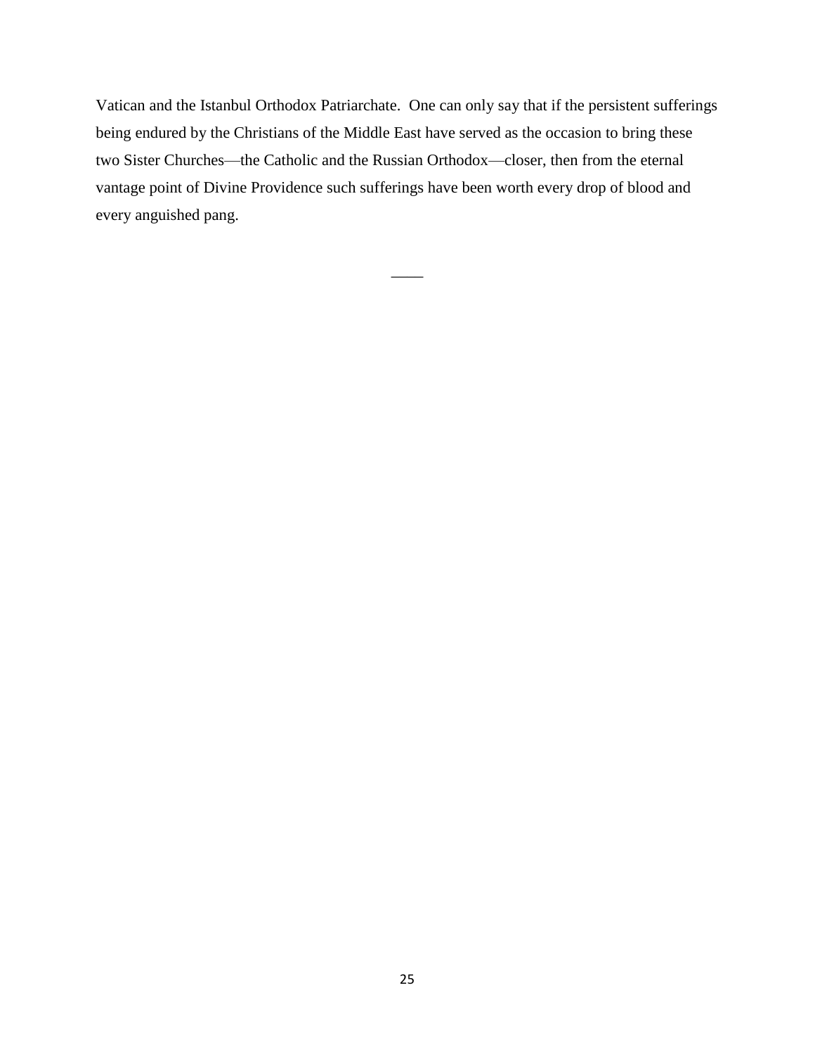Vatican and the Istanbul Orthodox Patriarchate. One can only say that if the persistent sufferings being endured by the Christians of the Middle East have served as the occasion to bring these two Sister Churches—the Catholic and the Russian Orthodox—closer, then from the eternal vantage point of Divine Providence such sufferings have been worth every drop of blood and every anguished pang.

____